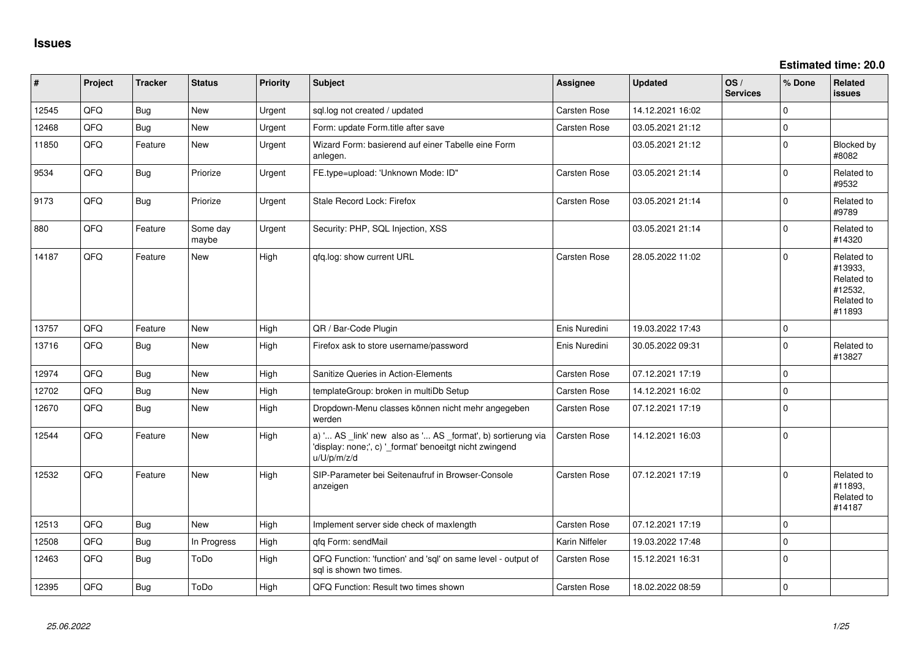# Issues

**Estimated time: 20.0**

| # | Project | Tracker | Status | Priority | Subject | Assignee | Updated | OS / Services | % Done | Related issues |
|---|---|---|---|---|---|---|---|---|---|---|
| 12545 | QFQ | Bug | New | Urgent | sql.log not created / updated | Carsten Rose | 14.12.2021 16:02 | | 0 | |
| 12468 | QFQ | Bug | New | Urgent | Form: update Form.title after save | Carsten Rose | 03.05.2021 21:12 | | 0 | |
| 11850 | QFQ | Feature | New | Urgent | Wizard Form: basierend auf einer Tabelle eine Form anlegen. | | 03.05.2021 21:12 | | 0 | Blocked by #8082 |
| 9534 | QFQ | Bug | Priorize | Urgent | FE.type=upload: 'Unknown Mode: ID" | Carsten Rose | 03.05.2021 21:14 | | 0 | Related to #9532 |
| 9173 | QFQ | Bug | Priorize | Urgent | Stale Record Lock: Firefox | Carsten Rose | 03.05.2021 21:14 | | 0 | Related to #9789 |
| 880 | QFQ | Feature | Some day maybe | Urgent | Security: PHP, SQL Injection, XSS | | 03.05.2021 21:14 | | 0 | Related to #14320 |
| 14187 | QFQ | Feature | New | High | qfq.log: show current URL | Carsten Rose | 28.05.2022 11:02 | | 0 | Related to #13933, Related to #12532, Related to #11893 |
| 13757 | QFQ | Feature | New | High | QR / Bar-Code Plugin | Enis Nuredini | 19.03.2022 17:43 | | 0 | |
| 13716 | QFQ | Bug | New | High | Firefox ask to store username/password | Enis Nuredini | 30.05.2022 09:31 | | 0 | Related to #13827 |
| 12974 | QFQ | Bug | New | High | Sanitize Queries in Action-Elements | Carsten Rose | 07.12.2021 17:19 | | 0 | |
| 12702 | QFQ | Bug | New | High | templateGroup: broken in multiDb Setup | Carsten Rose | 14.12.2021 16:02 | | 0 | |
| 12670 | QFQ | Bug | New | High | Dropdown-Menu classes können nicht mehr angegeben werden | Carsten Rose | 07.12.2021 17:19 | | 0 | |
| 12544 | QFQ | Feature | New | High | a) '... AS _link' new also as '... AS _format', b) sortierung via 'display: none;', c) '_format' benoeitgt nicht zwingend u/U/p/m/z/d | Carsten Rose | 14.12.2021 16:03 | | 0 | |
| 12532 | QFQ | Feature | New | High | SIP-Parameter bei Seitenaufruf in Browser-Console anzeigen | Carsten Rose | 07.12.2021 17:19 | | 0 | Related to #11893, Related to #14187 |
| 12513 | QFQ | Bug | New | High | Implement server side check of maxlength | Carsten Rose | 07.12.2021 17:19 | | 0 | |
| 12508 | QFQ | Bug | In Progress | High | qfq Form: sendMail | Karin Niffeler | 19.03.2022 17:48 | | 0 | |
| 12463 | QFQ | Bug | ToDo | High | QFQ Function: 'function' and 'sql' on same level - output of sql is shown two times. | Carsten Rose | 15.12.2021 16:31 | | 0 | |
| 12395 | QFQ | Bug | ToDo | High | QFQ Function: Result two times shown | Carsten Rose | 18.02.2022 08:59 | | 0 | |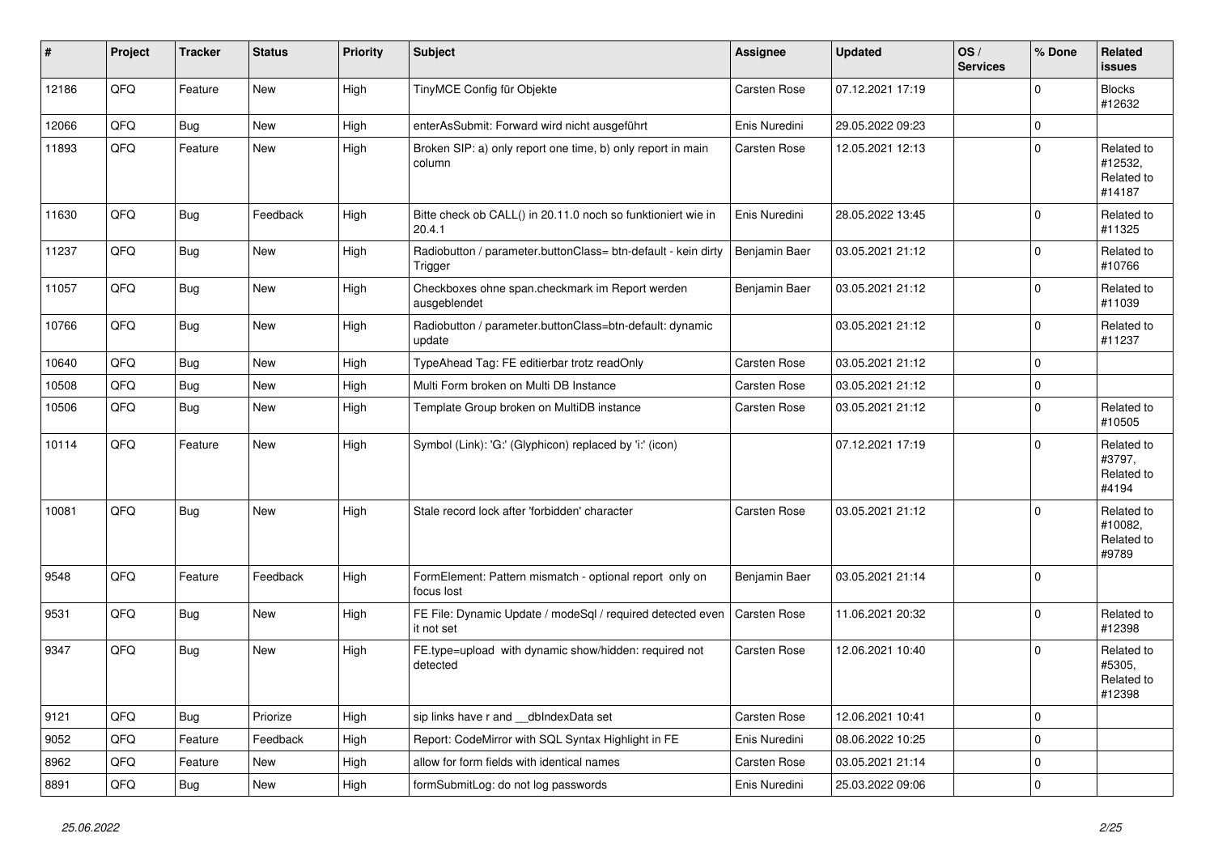| # | Project | Tracker | Status | Priority | Subject | Assignee | Updated | OS / Services | % Done | Related issues |
|---|---|---|---|---|---|---|---|---|---|---|
| 12186 | QFQ | Feature | New | High | TinyMCE Config für Objekte | Carsten Rose | 07.12.2021 17:19 | | 0 | Blocks #12632 |
| 12066 | QFQ | Bug | New | High | enterAsSubmit: Forward wird nicht ausgeführt | Enis Nuredini | 29.05.2022 09:23 | | 0 | |
| 11893 | QFQ | Feature | New | High | Broken SIP: a) only report one time, b) only report in main column | Carsten Rose | 12.05.2021 12:13 | | 0 | Related to #12532, Related to #14187 |
| 11630 | QFQ | Bug | Feedback | High | Bitte check ob CALL() in 20.11.0 noch so funktioniert wie in 20.4.1 | Enis Nuredini | 28.05.2022 13:45 | | 0 | Related to #11325 |
| 11237 | QFQ | Bug | New | High | Radiobutton / parameter.buttonClass= btn-default - kein dirty Trigger | Benjamin Baer | 03.05.2021 21:12 | | 0 | Related to #10766 |
| 11057 | QFQ | Bug | New | High | Checkboxes ohne span.checkmark im Report werden ausgeblendet | Benjamin Baer | 03.05.2021 21:12 | | 0 | Related to #11039 |
| 10766 | QFQ | Bug | New | High | Radiobutton / parameter.buttonClass=btn-default: dynamic update | | 03.05.2021 21:12 | | 0 | Related to #11237 |
| 10640 | QFQ | Bug | New | High | TypeAhead Tag: FE editierbar trotz readOnly | Carsten Rose | 03.05.2021 21:12 | | 0 | |
| 10508 | QFQ | Bug | New | High | Multi Form broken on Multi DB Instance | Carsten Rose | 03.05.2021 21:12 | | 0 | |
| 10506 | QFQ | Bug | New | High | Template Group broken on MultiDB instance | Carsten Rose | 03.05.2021 21:12 | | 0 | Related to #10505 |
| 10114 | QFQ | Feature | New | High | Symbol (Link): 'G:' (Glyphicon) replaced by 'i:' (icon) | | 07.12.2021 17:19 | | 0 | Related to #3797, Related to #4194 |
| 10081 | QFQ | Bug | New | High | Stale record lock after 'forbidden' character | Carsten Rose | 03.05.2021 21:12 | | 0 | Related to #10082, Related to #9789 |
| 9548 | QFQ | Feature | Feedback | High | FormElement: Pattern mismatch - optional report only on focus lost | Benjamin Baer | 03.05.2021 21:14 | | 0 | |
| 9531 | QFQ | Bug | New | High | FE File: Dynamic Update / modeSql / required detected even it not set | Carsten Rose | 11.06.2021 20:32 | | 0 | Related to #12398 |
| 9347 | QFQ | Bug | New | High | FE.type=upload with dynamic show/hidden: required not detected | Carsten Rose | 12.06.2021 10:40 | | 0 | Related to #5305, Related to #12398 |
| 9121 | QFQ | Bug | Priorize | High | sip links have r and __dbIndexData set | Carsten Rose | 12.06.2021 10:41 | | 0 | |
| 9052 | QFQ | Feature | Feedback | High | Report: CodeMirror with SQL Syntax Highlight in FE | Enis Nuredini | 08.06.2022 10:25 | | 0 | |
| 8962 | QFQ | Feature | New | High | allow for form fields with identical names | Carsten Rose | 03.05.2021 21:14 | | 0 | |
| 8891 | QFQ | Bug | New | High | formSubmitLog: do not log passwords | Enis Nuredini | 25.03.2022 09:06 | | 0 | |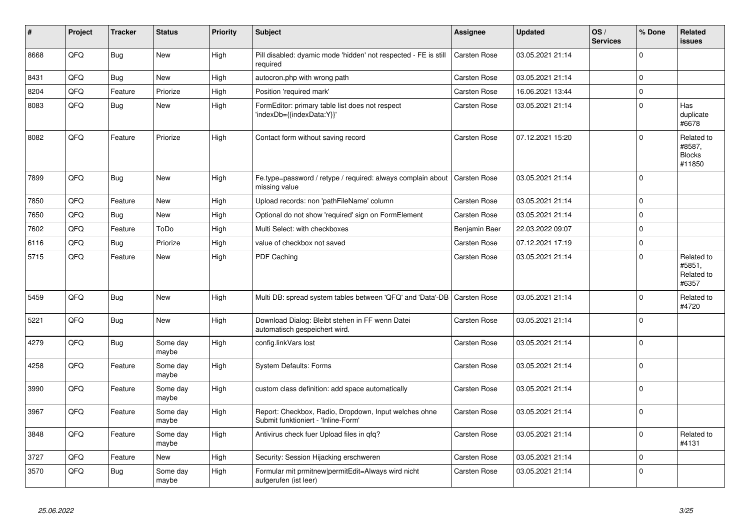| # | Project | Tracker | Status | Priority | Subject | Assignee | Updated | OS / Services | % Done | Related issues |
|---|---|---|---|---|---|---|---|---|---|---|
| 8668 | QFQ | Bug | New | High | Pill disabled: dyamic mode 'hidden' not respected - FE is still required | Carsten Rose | 03.05.2021 21:14 | | 0 | |
| 8431 | QFQ | Bug | New | High | autocron.php with wrong path | Carsten Rose | 03.05.2021 21:14 | | 0 | |
| 8204 | QFQ | Feature | Priorize | High | Position 'required mark' | Carsten Rose | 16.06.2021 13:44 | | 0 | |
| 8083 | QFQ | Bug | New | High | FormEditor: primary table list does not respect 'indexDb={{indexData:Y}}' | Carsten Rose | 03.05.2021 21:14 | | 0 | Has duplicate #6678 |
| 8082 | QFQ | Feature | Priorize | High | Contact form without saving record | Carsten Rose | 07.12.2021 15:20 | | 0 | Related to #8587, Blocks #11850 |
| 7899 | QFQ | Bug | New | High | Fe.type=password / retype / required: always complain about missing value | Carsten Rose | 03.05.2021 21:14 | | 0 | |
| 7850 | QFQ | Feature | New | High | Upload records: non 'pathFileName' column | Carsten Rose | 03.05.2021 21:14 | | 0 | |
| 7650 | QFQ | Bug | New | High | Optional do not show 'required' sign on FormElement | Carsten Rose | 03.05.2021 21:14 | | 0 | |
| 7602 | QFQ | Feature | ToDo | High | Multi Select: with checkboxes | Benjamin Baer | 22.03.2022 09:07 | | 0 | |
| 6116 | QFQ | Bug | Priorize | High | value of checkbox not saved | Carsten Rose | 07.12.2021 17:19 | | 0 | |
| 5715 | QFQ | Feature | New | High | PDF Caching | Carsten Rose | 03.05.2021 21:14 | | 0 | Related to #5851, Related to #6357 |
| 5459 | QFQ | Bug | New | High | Multi DB: spread system tables between 'QFQ' and 'Data'-DB | Carsten Rose | 03.05.2021 21:14 | | 0 | Related to #4720 |
| 5221 | QFQ | Bug | New | High | Download Dialog: Bleibt stehen in FF wenn Datei automatisch gespeichert wird. | Carsten Rose | 03.05.2021 21:14 | | 0 | |
| 4279 | QFQ | Bug | Some day maybe | High | config.linkVars lost | Carsten Rose | 03.05.2021 21:14 | | 0 | |
| 4258 | QFQ | Feature | Some day maybe | High | System Defaults: Forms | Carsten Rose | 03.05.2021 21:14 | | 0 | |
| 3990 | QFQ | Feature | Some day maybe | High | custom class definition: add space automatically | Carsten Rose | 03.05.2021 21:14 | | 0 | |
| 3967 | QFQ | Feature | Some day maybe | High | Report: Checkbox, Radio, Dropdown, Input welches ohne Submit funktioniert - 'Inline-Form' | Carsten Rose | 03.05.2021 21:14 | | 0 | |
| 3848 | QFQ | Feature | Some day maybe | High | Antivirus check fuer Upload files in qfq? | Carsten Rose | 03.05.2021 21:14 | | 0 | Related to #4131 |
| 3727 | QFQ | Feature | New | High | Security: Session Hijacking erschweren | Carsten Rose | 03.05.2021 21:14 | | 0 | |
| 3570 | QFQ | Bug | Some day maybe | High | Formular mit prmitnew\|permitEdit=Always wird nicht aufgerufen (ist leer) | Carsten Rose | 03.05.2021 21:14 | | 0 | |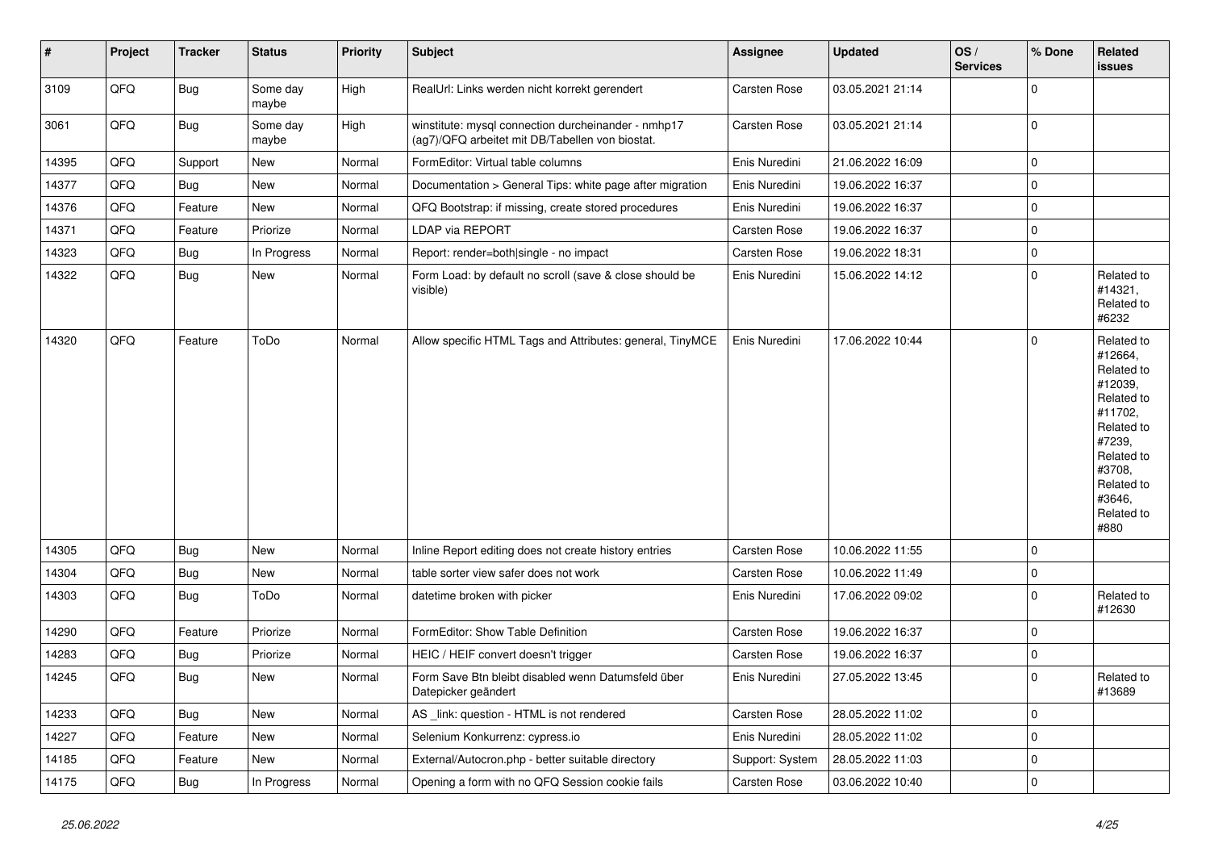| # | Project | Tracker | Status | Priority | Subject | Assignee | Updated | OS / Services | % Done | Related issues |
|---|---|---|---|---|---|---|---|---|---|---|
| 3109 | QFQ | Bug | Some day maybe | High | RealUrl: Links werden nicht korrekt gerendert | Carsten Rose | 03.05.2021 21:14 | | 0 | |
| 3061 | QFQ | Bug | Some day maybe | High | winstitute: mysql connection durcheinander - nmhp17 (ag7)/QFQ arbeitet mit DB/Tabellen von biostat. | Carsten Rose | 03.05.2021 21:14 | | 0 | |
| 14395 | QFQ | Support | New | Normal | FormEditor: Virtual table columns | Enis Nuredini | 21.06.2022 16:09 | | 0 | |
| 14377 | QFQ | Bug | New | Normal | Documentation > General Tips: white page after migration | Enis Nuredini | 19.06.2022 16:37 | | 0 | |
| 14376 | QFQ | Feature | New | Normal | QFQ Bootstrap: if missing, create stored procedures | Enis Nuredini | 19.06.2022 16:37 | | 0 | |
| 14371 | QFQ | Feature | Priorize | Normal | LDAP via REPORT | Carsten Rose | 19.06.2022 16:37 | | 0 | |
| 14323 | QFQ | Bug | In Progress | Normal | Report: render=both\|single - no impact | Carsten Rose | 19.06.2022 18:31 | | 0 | |
| 14322 | QFQ | Bug | New | Normal | Form Load: by default no scroll (save & close should be visible) | Enis Nuredini | 15.06.2022 14:12 | | 0 | Related to #14321, Related to #6232 |
| 14320 | QFQ | Feature | ToDo | Normal | Allow specific HTML Tags and Attributes: general, TinyMCE | Enis Nuredini | 17.06.2022 10:44 | | 0 | Related to #12664, Related to #12039, Related to #11702, Related to #7239, Related to #3708, Related to #3646, Related to #880 |
| 14305 | QFQ | Bug | New | Normal | Inline Report editing does not create history entries | Carsten Rose | 10.06.2022 11:55 | | 0 | |
| 14304 | QFQ | Bug | New | Normal | table sorter view safer does not work | Carsten Rose | 10.06.2022 11:49 | | 0 | |
| 14303 | QFQ | Bug | ToDo | Normal | datetime broken with picker | Enis Nuredini | 17.06.2022 09:02 | | 0 | Related to #12630 |
| 14290 | QFQ | Feature | Priorize | Normal | FormEditor: Show Table Definition | Carsten Rose | 19.06.2022 16:37 | | 0 | |
| 14283 | QFQ | Bug | Priorize | Normal | HEIC / HEIF convert doesn't trigger | Carsten Rose | 19.06.2022 16:37 | | 0 | |
| 14245 | QFQ | Bug | New | Normal | Form Save Btn bleibt disabled wenn Datumsfeld über Datepicker geändert | Enis Nuredini | 27.05.2022 13:45 | | 0 | Related to #13689 |
| 14233 | QFQ | Bug | New | Normal | AS _link: question - HTML is not rendered | Carsten Rose | 28.05.2022 11:02 | | 0 | |
| 14227 | QFQ | Feature | New | Normal | Selenium Konkurrenz: cypress.io | Enis Nuredini | 28.05.2022 11:02 | | 0 | |
| 14185 | QFQ | Feature | New | Normal | External/Autocron.php - better suitable directory | Support: System | 28.05.2022 11:03 | | 0 | |
| 14175 | QFQ | Bug | In Progress | Normal | Opening a form with no QFQ Session cookie fails | Carsten Rose | 03.06.2022 10:40 | | 0 | |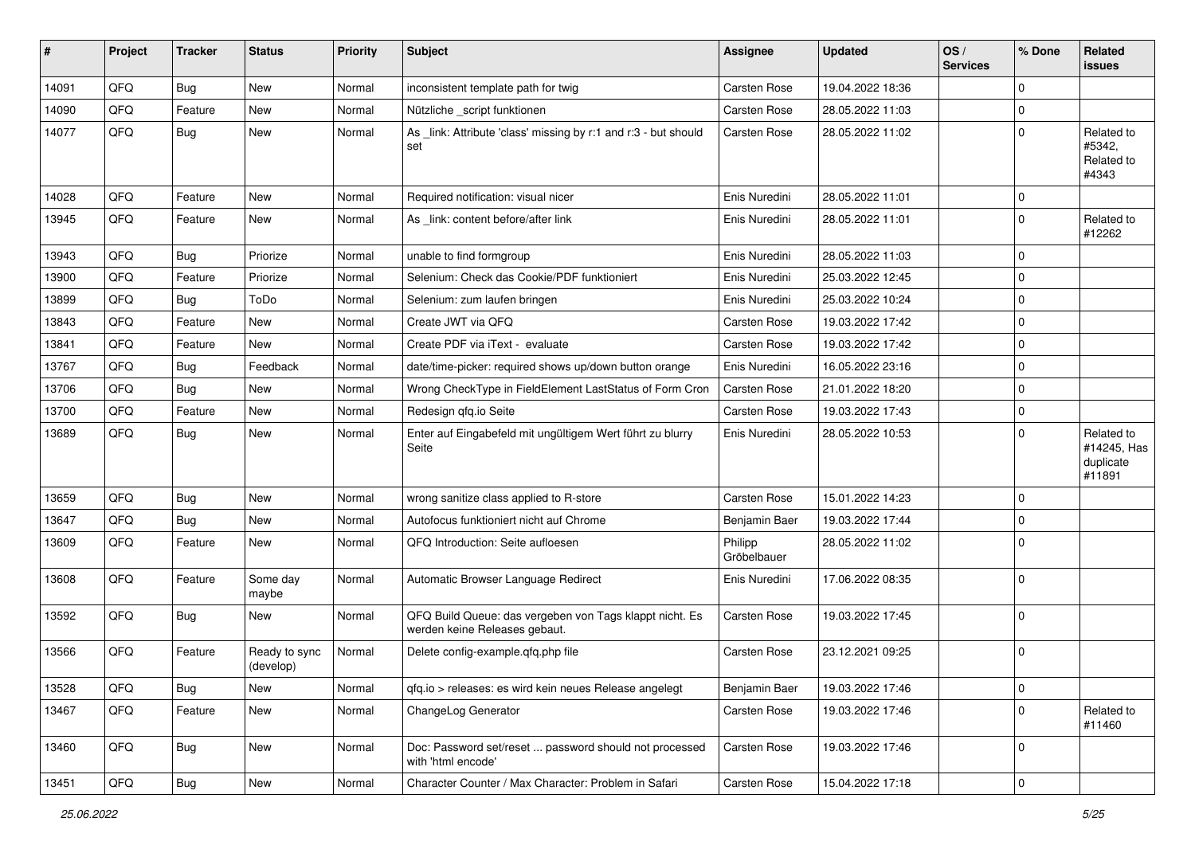| # | Project | Tracker | Status | Priority | Subject | Assignee | Updated | OS / Services | % Done | Related issues |
|---|---|---|---|---|---|---|---|---|---|---|
| 14091 | QFQ | Bug | New | Normal | inconsistent template path for twig | Carsten Rose | 19.04.2022 18:36 | | 0 | |
| 14090 | QFQ | Feature | New | Normal | Nützliche _script funktionen | Carsten Rose | 28.05.2022 11:03 | | 0 | |
| 14077 | QFQ | Bug | New | Normal | As _link: Attribute 'class' missing by r:1 and r:3 - but should set | Carsten Rose | 28.05.2022 11:02 | | 0 | Related to #5342, Related to #4343 |
| 14028 | QFQ | Feature | New | Normal | Required notification: visual nicer | Enis Nuredini | 28.05.2022 11:01 | | 0 | |
| 13945 | QFQ | Feature | New | Normal | As _link: content before/after link | Enis Nuredini | 28.05.2022 11:01 | | 0 | Related to #12262 |
| 13943 | QFQ | Bug | Priorize | Normal | unable to find formgroup | Enis Nuredini | 28.05.2022 11:03 | | 0 | |
| 13900 | QFQ | Feature | Priorize | Normal | Selenium: Check das Cookie/PDF funktioniert | Enis Nuredini | 25.03.2022 12:45 | | 0 | |
| 13899 | QFQ | Bug | ToDo | Normal | Selenium: zum laufen bringen | Enis Nuredini | 25.03.2022 10:24 | | 0 | |
| 13843 | QFQ | Feature | New | Normal | Create JWT via QFQ | Carsten Rose | 19.03.2022 17:42 | | 0 | |
| 13841 | QFQ | Feature | New | Normal | Create PDF via iText - evaluate | Carsten Rose | 19.03.2022 17:42 | | 0 | |
| 13767 | QFQ | Bug | Feedback | Normal | date/time-picker: required shows up/down button orange | Enis Nuredini | 16.05.2022 23:16 | | 0 | |
| 13706 | QFQ | Bug | New | Normal | Wrong CheckType in FieldElement LastStatus of Form Cron | Carsten Rose | 21.01.2022 18:20 | | 0 | |
| 13700 | QFQ | Feature | New | Normal | Redesign qfq.io Seite | Carsten Rose | 19.03.2022 17:43 | | 0 | |
| 13689 | QFQ | Bug | New | Normal | Enter auf Eingabefeld mit ungültigem Wert führt zu blurry Seite | Enis Nuredini | 28.05.2022 10:53 | | 0 | Related to #14245, Has duplicate #11891 |
| 13659 | QFQ | Bug | New | Normal | wrong sanitize class applied to R-store | Carsten Rose | 15.01.2022 14:23 | | 0 | |
| 13647 | QFQ | Bug | New | Normal | Autofocus funktioniert nicht auf Chrome | Benjamin Baer | 19.03.2022 17:44 | | 0 | |
| 13609 | QFQ | Feature | New | Normal | QFQ Introduction: Seite aufloesen | Philipp Gröbelbauer | 28.05.2022 11:02 | | 0 | |
| 13608 | QFQ | Feature | Some day maybe | Normal | Automatic Browser Language Redirect | Enis Nuredini | 17.06.2022 08:35 | | 0 | |
| 13592 | QFQ | Bug | New | Normal | QFQ Build Queue: das vergeben von Tags klappt nicht. Es werden keine Releases gebaut. | Carsten Rose | 19.03.2022 17:45 | | 0 | |
| 13566 | QFQ | Feature | Ready to sync (develop) | Normal | Delete config-example.qfq.php file | Carsten Rose | 23.12.2021 09:25 | | 0 | |
| 13528 | QFQ | Bug | New | Normal | qfq.io > releases: es wird kein neues Release angelegt | Benjamin Baer | 19.03.2022 17:46 | | 0 | |
| 13467 | QFQ | Feature | New | Normal | ChangeLog Generator | Carsten Rose | 19.03.2022 17:46 | | 0 | Related to #11460 |
| 13460 | QFQ | Bug | New | Normal | Doc: Password set/reset ... password should not processed with 'html encode' | Carsten Rose | 19.03.2022 17:46 | | 0 | |
| 13451 | QFQ | Bug | New | Normal | Character Counter / Max Character: Problem in Safari | Carsten Rose | 15.04.2022 17:18 | | 0 | |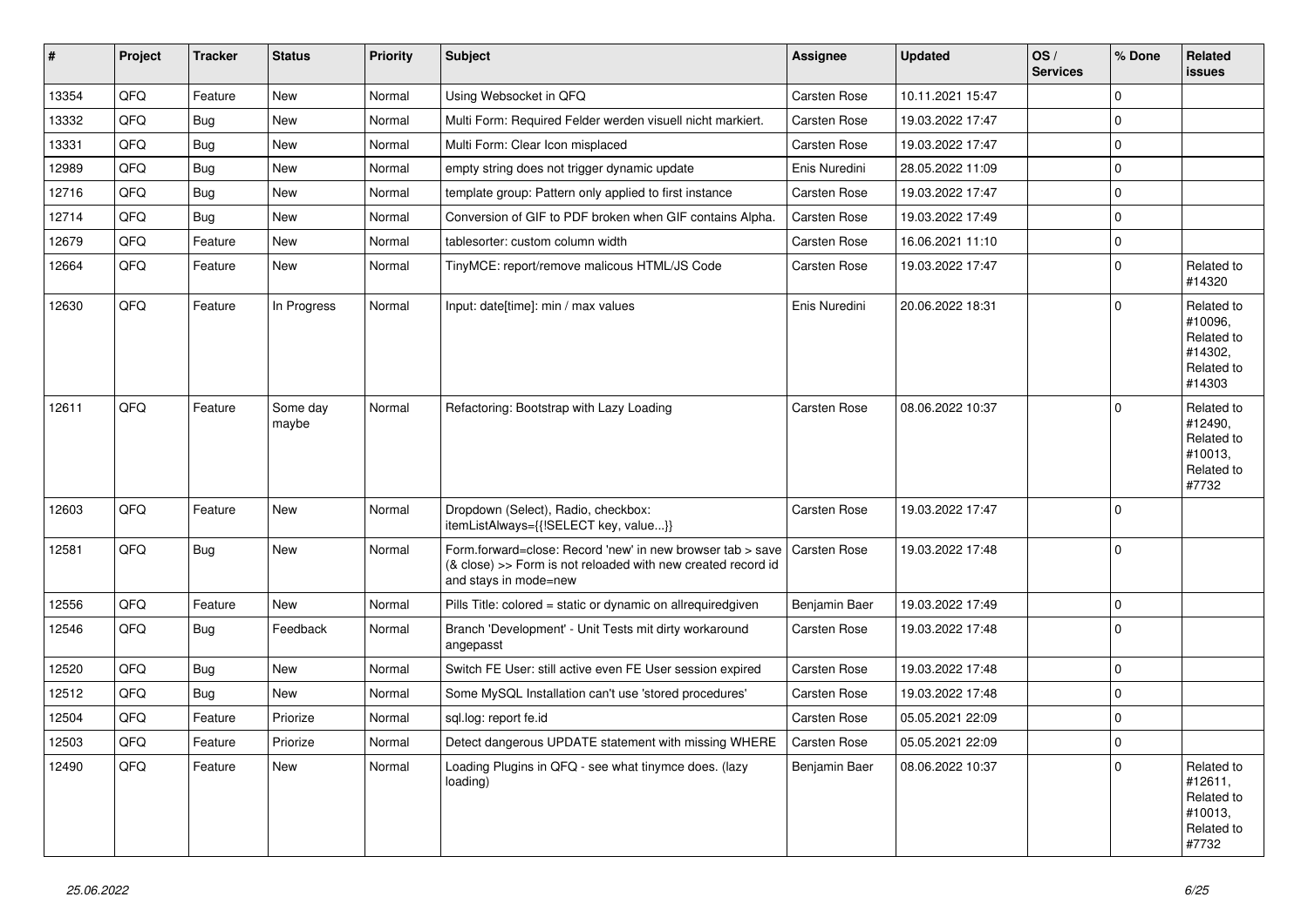| # | Project | Tracker | Status | Priority | Subject | Assignee | Updated | OS / Services | % Done | Related issues |
|---|---|---|---|---|---|---|---|---|---|---|
| 13354 | QFQ | Feature | New | Normal | Using Websocket in QFQ | Carsten Rose | 10.11.2021 15:47 | | 0 | |
| 13332 | QFQ | Bug | New | Normal | Multi Form: Required Felder werden visuell nicht markiert. | Carsten Rose | 19.03.2022 17:47 | | 0 | |
| 13331 | QFQ | Bug | New | Normal | Multi Form: Clear Icon misplaced | Carsten Rose | 19.03.2022 17:47 | | 0 | |
| 12989 | QFQ | Bug | New | Normal | empty string does not trigger dynamic update | Enis Nuredini | 28.05.2022 11:09 | | 0 | |
| 12716 | QFQ | Bug | New | Normal | template group: Pattern only applied to first instance | Carsten Rose | 19.03.2022 17:47 | | 0 | |
| 12714 | QFQ | Bug | New | Normal | Conversion of GIF to PDF broken when GIF contains Alpha. | Carsten Rose | 19.03.2022 17:49 | | 0 | |
| 12679 | QFQ | Feature | New | Normal | tablesorter: custom column width | Carsten Rose | 16.06.2021 11:10 | | 0 | |
| 12664 | QFQ | Feature | New | Normal | TinyMCE: report/remove malicous HTML/JS Code | Carsten Rose | 19.03.2022 17:47 | | 0 | Related to #14320 |
| 12630 | QFQ | Feature | In Progress | Normal | Input: date[time]: min / max values | Enis Nuredini | 20.06.2022 18:31 | | 0 | Related to #10096, Related to #14302, Related to #14303 |
| 12611 | QFQ | Feature | Some day maybe | Normal | Refactoring: Bootstrap with Lazy Loading | Carsten Rose | 08.06.2022 10:37 | | 0 | Related to #12490, Related to #10013, Related to #7732 |
| 12603 | QFQ | Feature | New | Normal | Dropdown (Select), Radio, checkbox: itemListAlways={{!SELECT key, value...}} | Carsten Rose | 19.03.2022 17:47 | | 0 | |
| 12581 | QFQ | Bug | New | Normal | Form.forward=close: Record 'new' in new browser tab > save (& close) >> Form is not reloaded with new created record id and stays in mode=new | Carsten Rose | 19.03.2022 17:48 | | 0 | |
| 12556 | QFQ | Feature | New | Normal | Pills Title: colored = static or dynamic on allrequiredgiven | Benjamin Baer | 19.03.2022 17:49 | | 0 | |
| 12546 | QFQ | Bug | Feedback | Normal | Branch 'Development' - Unit Tests mit dirty workaround angepasst | Carsten Rose | 19.03.2022 17:48 | | 0 | |
| 12520 | QFQ | Bug | New | Normal | Switch FE User: still active even FE User session expired | Carsten Rose | 19.03.2022 17:48 | | 0 | |
| 12512 | QFQ | Bug | New | Normal | Some MySQL Installation can't use 'stored procedures' | Carsten Rose | 19.03.2022 17:48 | | 0 | |
| 12504 | QFQ | Feature | Priorize | Normal | sql.log: report fe.id | Carsten Rose | 05.05.2021 22:09 | | 0 | |
| 12503 | QFQ | Feature | Priorize | Normal | Detect dangerous UPDATE statement with missing WHERE | Carsten Rose | 05.05.2021 22:09 | | 0 | |
| 12490 | QFQ | Feature | New | Normal | Loading Plugins in QFQ - see what tinymce does. (lazy loading) | Benjamin Baer | 08.06.2022 10:37 | | 0 | Related to #12611, Related to #10013, Related to #7732 |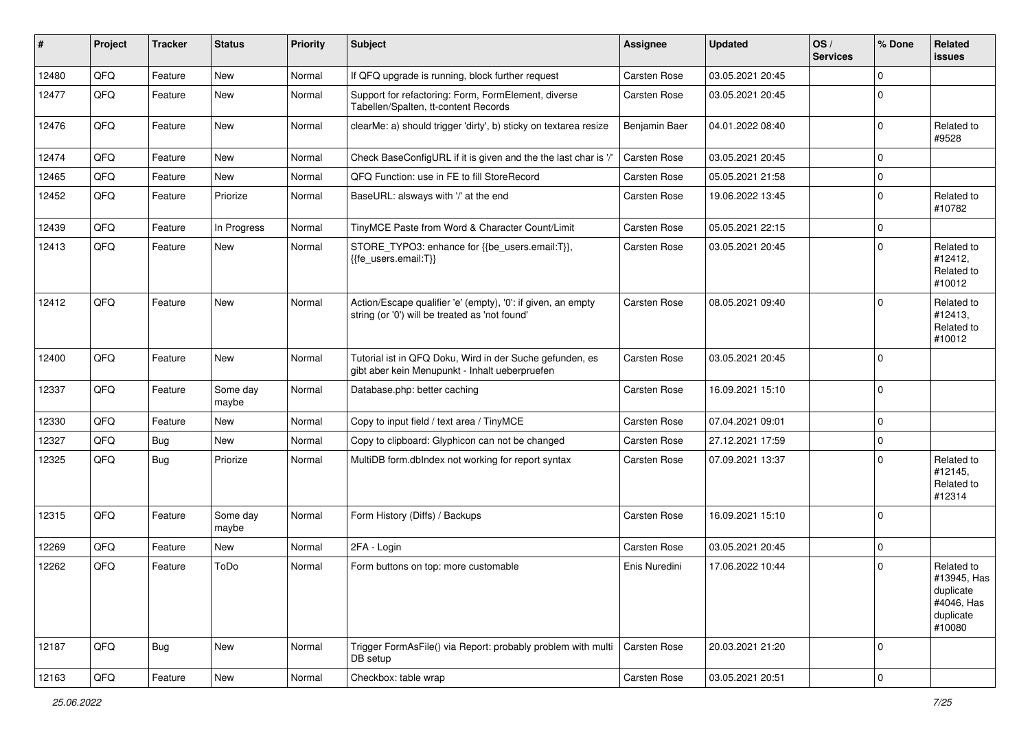| # | Project | Tracker | Status | Priority | Subject | Assignee | Updated | OS / Services | % Done | Related issues |
|---|---|---|---|---|---|---|---|---|---|---|
| 12480 | QFQ | Feature | New | Normal | If QFQ upgrade is running, block further request | Carsten Rose | 03.05.2021 20:45 | | 0 | |
| 12477 | QFQ | Feature | New | Normal | Support for refactoring: Form, FormElement, diverse Tabellen/Spalten, tt-content Records | Carsten Rose | 03.05.2021 20:45 | | 0 | |
| 12476 | QFQ | Feature | New | Normal | clearMe: a) should trigger 'dirty', b) sticky on textarea resize | Benjamin Baer | 04.01.2022 08:40 | | 0 | Related to #9528 |
| 12474 | QFQ | Feature | New | Normal | Check BaseConfigURL if it is given and the the last char is '/' | Carsten Rose | 03.05.2021 20:45 | | 0 | |
| 12465 | QFQ | Feature | New | Normal | QFQ Function: use in FE to fill StoreRecord | Carsten Rose | 05.05.2021 21:58 | | 0 | |
| 12452 | QFQ | Feature | Priorize | Normal | BaseURL: alsways with '/' at the end | Carsten Rose | 19.06.2022 13:45 | | 0 | Related to #10782 |
| 12439 | QFQ | Feature | In Progress | Normal | TinyMCE Paste from Word & Character Count/Limit | Carsten Rose | 05.05.2021 22:15 | | 0 | |
| 12413 | QFQ | Feature | New | Normal | STORE_TYPO3: enhance for {{be_users.email:T}}, {{fe_users.email:T}} | Carsten Rose | 03.05.2021 20:45 | | 0 | Related to #12412, Related to #10012 |
| 12412 | QFQ | Feature | New | Normal | Action/Escape qualifier 'e' (empty), '0': if given, an empty string (or '0') will be treated as 'not found' | Carsten Rose | 08.05.2021 09:40 | | 0 | Related to #12413, Related to #10012 |
| 12400 | QFQ | Feature | New | Normal | Tutorial ist in QFQ Doku, Wird in der Suche gefunden, es gibt aber kein Menupunkt - Inhalt ueberpruefen | Carsten Rose | 03.05.2021 20:45 | | 0 | |
| 12337 | QFQ | Feature | Some day maybe | Normal | Database.php: better caching | Carsten Rose | 16.09.2021 15:10 | | 0 | |
| 12330 | QFQ | Feature | New | Normal | Copy to input field / text area / TinyMCE | Carsten Rose | 07.04.2021 09:01 | | 0 | |
| 12327 | QFQ | Bug | New | Normal | Copy to clipboard: Glyphicon can not be changed | Carsten Rose | 27.12.2021 17:59 | | 0 | |
| 12325 | QFQ | Bug | Priorize | Normal | MultiDB form.dbIndex not working for report syntax | Carsten Rose | 07.09.2021 13:37 | | 0 | Related to #12145, Related to #12314 |
| 12315 | QFQ | Feature | Some day maybe | Normal | Form History (Diffs) / Backups | Carsten Rose | 16.09.2021 15:10 | | 0 | |
| 12269 | QFQ | Feature | New | Normal | 2FA - Login | Carsten Rose | 03.05.2021 20:45 | | 0 | |
| 12262 | QFQ | Feature | ToDo | Normal | Form buttons on top: more customable | Enis Nuredini | 17.06.2022 10:44 | | 0 | Related to #13945, Has duplicate #4046, Has duplicate #10080 |
| 12187 | QFQ | Bug | New | Normal | Trigger FormAsFile() via Report: probably problem with multi DB setup | Carsten Rose | 20.03.2021 21:20 | | 0 | |
| 12163 | QFQ | Feature | New | Normal | Checkbox: table wrap | Carsten Rose | 03.05.2021 20:51 | | 0 | |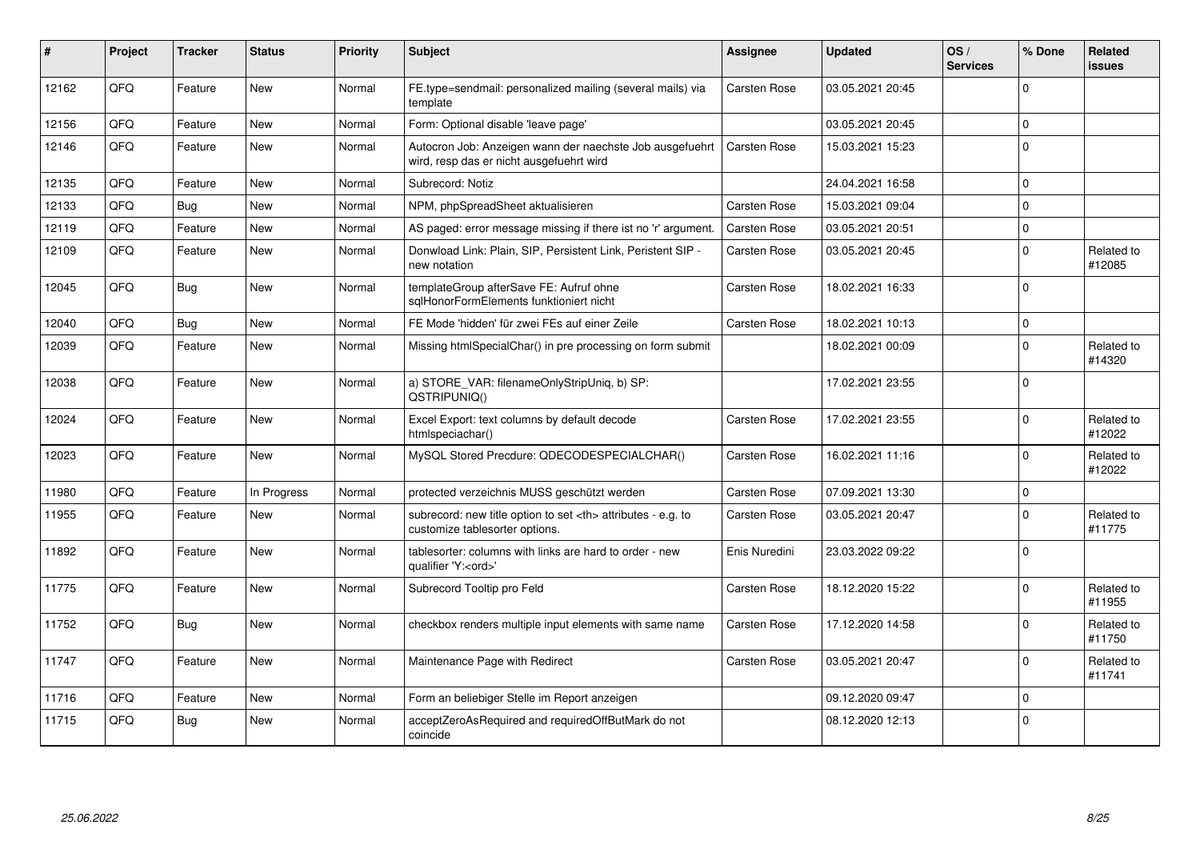| # | Project | Tracker | Status | Priority | Subject | Assignee | Updated | OS / Services | % Done | Related issues |
|---|---|---|---|---|---|---|---|---|---|---|
| 12162 | QFQ | Feature | New | Normal | FE.type=sendmail: personalized mailing (several mails) via template | Carsten Rose | 03.05.2021 20:45 | | 0 | |
| 12156 | QFQ | Feature | New | Normal | Form: Optional disable 'leave page' | | 03.05.2021 20:45 | | 0 | |
| 12146 | QFQ | Feature | New | Normal | Autocron Job: Anzeigen wann der naechste Job ausgefuehrt wird, resp das er nicht ausgefuehrt wird | Carsten Rose | 15.03.2021 15:23 | | 0 | |
| 12135 | QFQ | Feature | New | Normal | Subrecord: Notiz | | 24.04.2021 16:58 | | 0 | |
| 12133 | QFQ | Bug | New | Normal | NPM, phpSpreadSheet aktualisieren | Carsten Rose | 15.03.2021 09:04 | | 0 | |
| 12119 | QFQ | Feature | New | Normal | AS paged: error message missing if there ist no 'r' argument. | Carsten Rose | 03.05.2021 20:51 | | 0 | |
| 12109 | QFQ | Feature | New | Normal | Donwload Link: Plain, SIP, Persistent Link, Peristent SIP - new notation | Carsten Rose | 03.05.2021 20:45 | | 0 | Related to #12085 |
| 12045 | QFQ | Bug | New | Normal | templateGroup afterSave FE: Aufruf ohne sqlHonorFormElements funktioniert nicht | Carsten Rose | 18.02.2021 16:33 | | 0 | |
| 12040 | QFQ | Bug | New | Normal | FE Mode 'hidden' für zwei FEs auf einer Zeile | Carsten Rose | 18.02.2021 10:13 | | 0 | |
| 12039 | QFQ | Feature | New | Normal | Missing htmlSpecialChar() in pre processing on form submit | | 18.02.2021 00:09 | | 0 | Related to #14320 |
| 12038 | QFQ | Feature | New | Normal | a) STORE_VAR: filenameOnlyStripUniq, b) SP: QSTRIPUNIQ() | | 17.02.2021 23:55 | | 0 | |
| 12024 | QFQ | Feature | New | Normal | Excel Export: text columns by default decode htmlspeciachar() | Carsten Rose | 17.02.2021 23:55 | | 0 | Related to #12022 |
| 12023 | QFQ | Feature | New | Normal | MySQL Stored Precdure: QDECODESPECIALCHAR() | Carsten Rose | 16.02.2021 11:16 | | 0 | Related to #12022 |
| 11980 | QFQ | Feature | In Progress | Normal | protected verzeichnis MUSS geschützt werden | Carsten Rose | 07.09.2021 13:30 | | 0 | |
| 11955 | QFQ | Feature | New | Normal | subrecord: new title option to set <th> attributes - e.g. to customize tablesorter options. | Carsten Rose | 03.05.2021 20:47 | | 0 | Related to #11775 |
| 11892 | QFQ | Feature | New | Normal | tablesorter: columns with links are hard to order - new qualifier 'Y:<ord>' | Enis Nuredini | 23.03.2022 09:22 | | 0 | |
| 11775 | QFQ | Feature | New | Normal | Subrecord Tooltip pro Feld | Carsten Rose | 18.12.2020 15:22 | | 0 | Related to #11955 |
| 11752 | QFQ | Bug | New | Normal | checkbox renders multiple input elements with same name | Carsten Rose | 17.12.2020 14:58 | | 0 | Related to #11750 |
| 11747 | QFQ | Feature | New | Normal | Maintenance Page with Redirect | Carsten Rose | 03.05.2021 20:47 | | 0 | Related to #11741 |
| 11716 | QFQ | Feature | New | Normal | Form an beliebiger Stelle im Report anzeigen | | 09.12.2020 09:47 | | 0 | |
| 11715 | QFQ | Bug | New | Normal | acceptZeroAsRequired and requiredOffButMark do not coincide | | 08.12.2020 12:13 | | 0 | |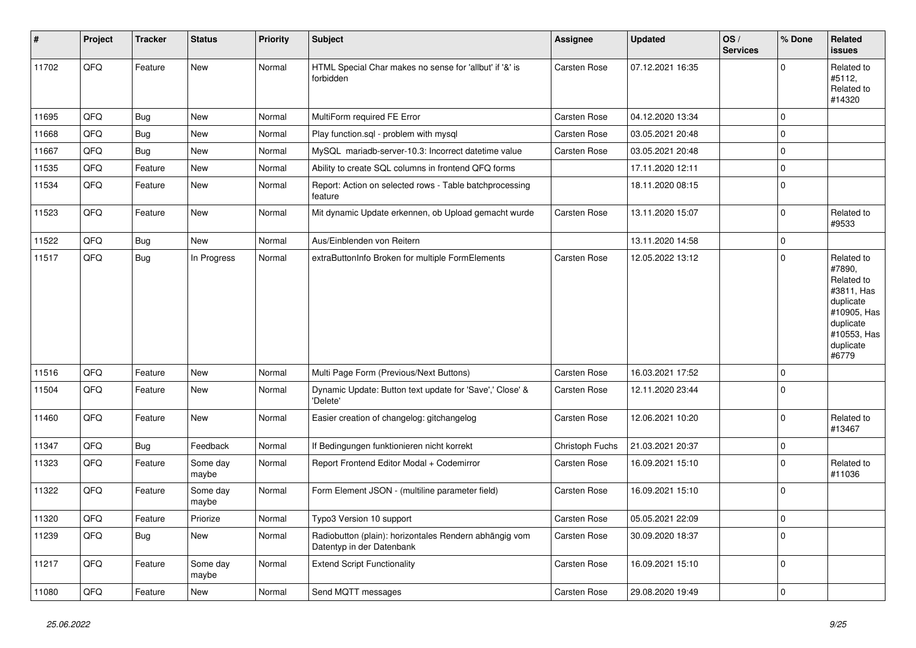| # | Project | Tracker | Status | Priority | Subject | Assignee | Updated | OS / Services | % Done | Related issues |
|---|---|---|---|---|---|---|---|---|---|---|
| 11702 | QFQ | Feature | New | Normal | HTML Special Char makes no sense for 'allbut' if '&' is forbidden | Carsten Rose | 07.12.2021 16:35 | | 0 | Related to #5112, Related to #14320 |
| 11695 | QFQ | Bug | New | Normal | MultiForm required FE Error | Carsten Rose | 04.12.2020 13:34 | | 0 | |
| 11668 | QFQ | Bug | New | Normal | Play function.sql - problem with mysql | Carsten Rose | 03.05.2021 20:48 | | 0 | |
| 11667 | QFQ | Bug | New | Normal | MySQL mariadb-server-10.3: Incorrect datetime value | Carsten Rose | 03.05.2021 20:48 | | 0 | |
| 11535 | QFQ | Feature | New | Normal | Ability to create SQL columns in frontend QFQ forms | | 17.11.2020 12:11 | | 0 | |
| 11534 | QFQ | Feature | New | Normal | Report: Action on selected rows - Table batchprocessing feature | | 18.11.2020 08:15 | | 0 | |
| 11523 | QFQ | Feature | New | Normal | Mit dynamic Update erkennen, ob Upload gemacht wurde | Carsten Rose | 13.11.2020 15:07 | | 0 | Related to #9533 |
| 11522 | QFQ | Bug | New | Normal | Aus/Einblenden von Reitern | | 13.11.2020 14:58 | | 0 | |
| 11517 | QFQ | Bug | In Progress | Normal | extraButtonInfo Broken for multiple FormElements | Carsten Rose | 12.05.2022 13:12 | | 0 | Related to #7890, Related to #3811, Has duplicate #10905, Has duplicate #10553, Has duplicate #6779 |
| 11516 | QFQ | Feature | New | Normal | Multi Page Form (Previous/Next Buttons) | Carsten Rose | 16.03.2021 17:52 | | 0 | |
| 11504 | QFQ | Feature | New | Normal | Dynamic Update: Button text update for 'Save',' Close' & 'Delete' | Carsten Rose | 12.11.2020 23:44 | | 0 | |
| 11460 | QFQ | Feature | New | Normal | Easier creation of changelog: gitchangelog | Carsten Rose | 12.06.2021 10:20 | | 0 | Related to #13467 |
| 11347 | QFQ | Bug | Feedback | Normal | If Bedingungen funktionieren nicht korrekt | Christoph Fuchs | 21.03.2021 20:37 | | 0 | |
| 11323 | QFQ | Feature | Some day maybe | Normal | Report Frontend Editor Modal + Codemirror | Carsten Rose | 16.09.2021 15:10 | | 0 | Related to #11036 |
| 11322 | QFQ | Feature | Some day maybe | Normal | Form Element JSON - (multiline parameter field) | Carsten Rose | 16.09.2021 15:10 | | 0 | |
| 11320 | QFQ | Feature | Priorize | Normal | Typo3 Version 10 support | Carsten Rose | 05.05.2021 22:09 | | 0 | |
| 11239 | QFQ | Bug | New | Normal | Radiobutton (plain): horizontales Rendern abhängig vom Datentyp in der Datenbank | Carsten Rose | 30.09.2020 18:37 | | 0 | |
| 11217 | QFQ | Feature | Some day maybe | Normal | Extend Script Functionality | Carsten Rose | 16.09.2021 15:10 | | 0 | |
| 11080 | QFQ | Feature | New | Normal | Send MQTT messages | Carsten Rose | 29.08.2020 19:49 | | 0 | |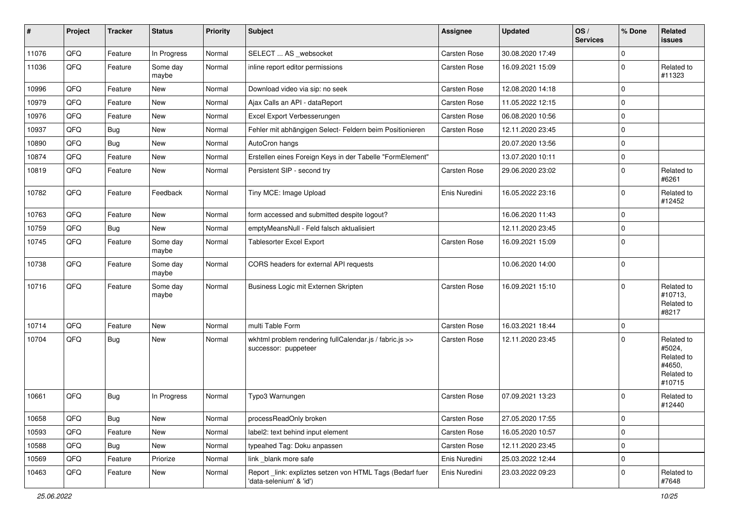| # | Project | Tracker | Status | Priority | Subject | Assignee | Updated | OS / Services | % Done | Related issues |
|---|---|---|---|---|---|---|---|---|---|---|
| 11076 | QFQ | Feature | In Progress | Normal | SELECT ... AS _websocket | Carsten Rose | 30.08.2020 17:49 | | 0 | |
| 11036 | QFQ | Feature | Some day maybe | Normal | inline report editor permissions | Carsten Rose | 16.09.2021 15:09 | | 0 | Related to #11323 |
| 10996 | QFQ | Feature | New | Normal | Download video via sip: no seek | Carsten Rose | 12.08.2020 14:18 | | 0 | |
| 10979 | QFQ | Feature | New | Normal | Ajax Calls an API - dataReport | Carsten Rose | 11.05.2022 12:15 | | 0 | |
| 10976 | QFQ | Feature | New | Normal | Excel Export Verbesserungen | Carsten Rose | 06.08.2020 10:56 | | 0 | |
| 10937 | QFQ | Bug | New | Normal | Fehler mit abhängigen Select- Feldern beim Positionieren | Carsten Rose | 12.11.2020 23:45 | | 0 | |
| 10890 | QFQ | Bug | New | Normal | AutoCron hangs | | 20.07.2020 13:56 | | 0 | |
| 10874 | QFQ | Feature | New | Normal | Erstellen eines Foreign Keys in der Tabelle "FormElement" | | 13.07.2020 10:11 | | 0 | |
| 10819 | QFQ | Feature | New | Normal | Persistent SIP - second try | Carsten Rose | 29.06.2020 23:02 | | 0 | Related to #6261 |
| 10782 | QFQ | Feature | Feedback | Normal | Tiny MCE: Image Upload | Enis Nuredini | 16.05.2022 23:16 | | 0 | Related to #12452 |
| 10763 | QFQ | Feature | New | Normal | form accessed and submitted despite logout? | | 16.06.2020 11:43 | | 0 | |
| 10759 | QFQ | Bug | New | Normal | emptyMeansNull - Feld falsch aktualisiert | | 12.11.2020 23:45 | | 0 | |
| 10745 | QFQ | Feature | Some day maybe | Normal | Tablesorter Excel Export | Carsten Rose | 16.09.2021 15:09 | | 0 | |
| 10738 | QFQ | Feature | Some day maybe | Normal | CORS headers for external API requests | | 10.06.2020 14:00 | | 0 | |
| 10716 | QFQ | Feature | Some day maybe | Normal | Business Logic mit Externen Skripten | Carsten Rose | 16.09.2021 15:10 | | 0 | Related to #10713, Related to #8217 |
| 10714 | QFQ | Feature | New | Normal | multi Table Form | Carsten Rose | 16.03.2021 18:44 | | 0 | |
| 10704 | QFQ | Bug | New | Normal | wkhtml problem rendering fullCalendar.js / fabric.js >> successor: puppeteer | Carsten Rose | 12.11.2020 23:45 | | 0 | Related to #5024, Related to #4650, Related to #10715 |
| 10661 | QFQ | Bug | In Progress | Normal | Typo3 Warnungen | Carsten Rose | 07.09.2021 13:23 | | 0 | Related to #12440 |
| 10658 | QFQ | Bug | New | Normal | processReadOnly broken | Carsten Rose | 27.05.2020 17:55 | | 0 | |
| 10593 | QFQ | Feature | New | Normal | label2: text behind input element | Carsten Rose | 16.05.2020 10:57 | | 0 | |
| 10588 | QFQ | Bug | New | Normal | typeahed Tag: Doku anpassen | Carsten Rose | 12.11.2020 23:45 | | 0 | |
| 10569 | QFQ | Feature | Priorize | Normal | link _blank more safe | Enis Nuredini | 25.03.2022 12:44 | | 0 | |
| 10463 | QFQ | Feature | New | Normal | Report _link: expliztes setzen von HTML Tags (Bedarf fuer 'data-selenium' & 'id') | Enis Nuredini | 23.03.2022 09:23 | | 0 | Related to #7648 |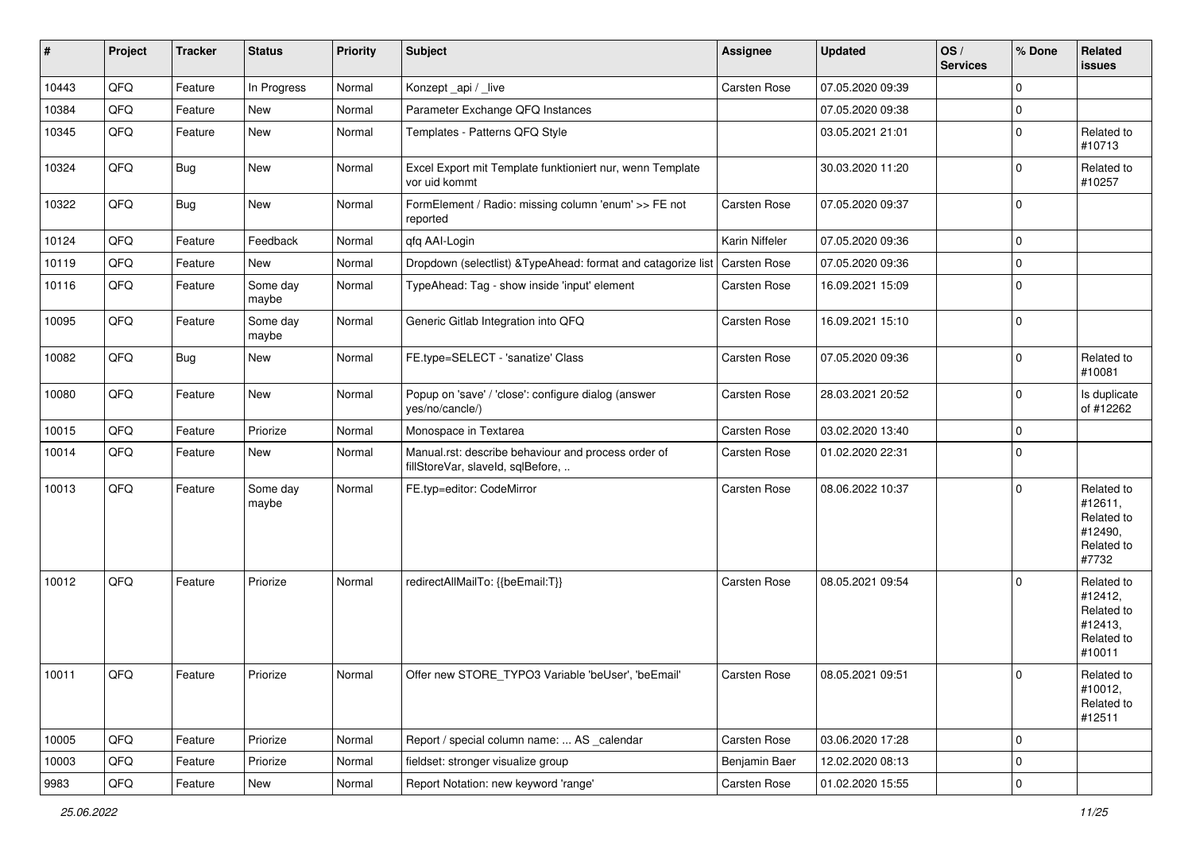| # | Project | Tracker | Status | Priority | Subject | Assignee | Updated | OS / Services | % Done | Related issues |
|---|---|---|---|---|---|---|---|---|---|---|
| 10443 | QFQ | Feature | In Progress | Normal | Konzept _api / _live | Carsten Rose | 07.05.2020 09:39 | | 0 | |
| 10384 | QFQ | Feature | New | Normal | Parameter Exchange QFQ Instances | | 07.05.2020 09:38 | | 0 | |
| 10345 | QFQ | Feature | New | Normal | Templates - Patterns QFQ Style | | 03.05.2021 21:01 | | 0 | Related to #10713 |
| 10324 | QFQ | Bug | New | Normal | Excel Export mit Template funktioniert nur, wenn Template vor uid kommt | | 30.03.2020 11:20 | | 0 | Related to #10257 |
| 10322 | QFQ | Bug | New | Normal | FormElement / Radio: missing column 'enum' >> FE not reported | Carsten Rose | 07.05.2020 09:37 | | 0 | |
| 10124 | QFQ | Feature | Feedback | Normal | qfq AAI-Login | Karin Niffeler | 07.05.2020 09:36 | | 0 | |
| 10119 | QFQ | Feature | New | Normal | Dropdown (selectlist) &TypeAhead: format and catagorize list | Carsten Rose | 07.05.2020 09:36 | | 0 | |
| 10116 | QFQ | Feature | Some day maybe | Normal | TypeAhead: Tag - show inside 'input' element | Carsten Rose | 16.09.2021 15:09 | | 0 | |
| 10095 | QFQ | Feature | Some day maybe | Normal | Generic Gitlab Integration into QFQ | Carsten Rose | 16.09.2021 15:10 | | 0 | |
| 10082 | QFQ | Bug | New | Normal | FE.type=SELECT - 'sanatize' Class | Carsten Rose | 07.05.2020 09:36 | | 0 | Related to #10081 |
| 10080 | QFQ | Feature | New | Normal | Popup on 'save' / 'close': configure dialog (answer yes/no/cancle/) | Carsten Rose | 28.03.2021 20:52 | | 0 | Is duplicate of #12262 |
| 10015 | QFQ | Feature | Priorize | Normal | Monospace in Textarea | Carsten Rose | 03.02.2020 13:40 | | 0 | |
| 10014 | QFQ | Feature | New | Normal | Manual.rst: describe behaviour and process order of fillStoreVar, slaveId, sqlBefore, .. | Carsten Rose | 01.02.2020 22:31 | | 0 | |
| 10013 | QFQ | Feature | Some day maybe | Normal | FE.typ=editor: CodeMirror | Carsten Rose | 08.06.2022 10:37 | | 0 | Related to #12611, Related to #12490, Related to #7732 |
| 10012 | QFQ | Feature | Priorize | Normal | redirectAllMailTo: {{beEmail:T}} | Carsten Rose | 08.05.2021 09:54 | | 0 | Related to #12412, Related to #12413, Related to #10011 |
| 10011 | QFQ | Feature | Priorize | Normal | Offer new STORE_TYPO3 Variable 'beUser', 'beEmail' | Carsten Rose | 08.05.2021 09:51 | | 0 | Related to #10012, Related to #12511 |
| 10005 | QFQ | Feature | Priorize | Normal | Report / special column name: ... AS _calendar | Carsten Rose | 03.06.2020 17:28 | | 0 | |
| 10003 | QFQ | Feature | Priorize | Normal | fieldset: stronger visualize group | Benjamin Baer | 12.02.2020 08:13 | | 0 | |
| 9983 | QFQ | Feature | New | Normal | Report Notation: new keyword 'range' | Carsten Rose | 01.02.2020 15:55 | | 0 | |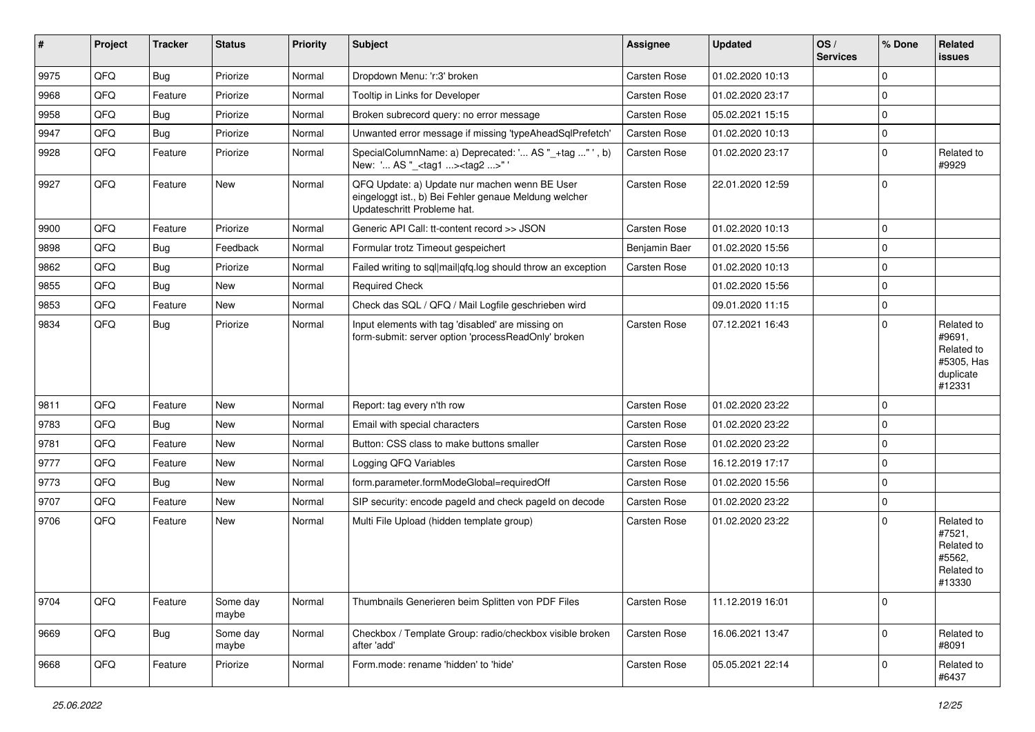| # | Project | Tracker | Status | Priority | Subject | Assignee | Updated | OS / Services | % Done | Related issues |
|---|---|---|---|---|---|---|---|---|---|---|
| 9975 | QFQ | Bug | Priorize | Normal | Dropdown Menu: 'r:3' broken | Carsten Rose | 01.02.2020 10:13 | | 0 | |
| 9968 | QFQ | Feature | Priorize | Normal | Tooltip in Links for Developer | Carsten Rose | 01.02.2020 23:17 | | 0 | |
| 9958 | QFQ | Bug | Priorize | Normal | Broken subrecord query: no error message | Carsten Rose | 05.02.2021 15:15 | | 0 | |
| 9947 | QFQ | Bug | Priorize | Normal | Unwanted error message if missing 'typeAheadSqlPrefetch' | Carsten Rose | 01.02.2020 10:13 | | 0 | |
| 9928 | QFQ | Feature | Priorize | Normal | SpecialColumnName: a) Deprecated: '... AS "_+tag ..." ', b) New: '... AS "_<tag1 ...><tag2 ...>" ' | Carsten Rose | 01.02.2020 23:17 | | 0 | Related to #9929 |
| 9927 | QFQ | Feature | New | Normal | QFQ Update: a) Update nur machen wenn BE User eingeloggt ist., b) Bei Fehler genaue Meldung welcher Updateschritt Probleme hat. | Carsten Rose | 22.01.2020 12:59 | | 0 | |
| 9900 | QFQ | Feature | Priorize | Normal | Generic API Call: tt-content record >> JSON | Carsten Rose | 01.02.2020 10:13 | | 0 | |
| 9898 | QFQ | Bug | Feedback | Normal | Formular trotz Timeout gespeichert | Benjamin Baer | 01.02.2020 15:56 | | 0 | |
| 9862 | QFQ | Bug | Priorize | Normal | Failed writing to sql\|mail\|qfq.log should throw an exception | Carsten Rose | 01.02.2020 10:13 | | 0 | |
| 9855 | QFQ | Bug | New | Normal | Required Check | | 01.02.2020 15:56 | | 0 | |
| 9853 | QFQ | Feature | New | Normal | Check das SQL / QFQ / Mail Logfile geschrieben wird | | 09.01.2020 11:15 | | 0 | |
| 9834 | QFQ | Bug | Priorize | Normal | Input elements with tag 'disabled' are missing on form-submit: server option 'processReadOnly' broken | Carsten Rose | 07.12.2021 16:43 | | 0 | Related to #9691, Related to #5305, Has duplicate #12331 |
| 9811 | QFQ | Feature | New | Normal | Report: tag every n'th row | Carsten Rose | 01.02.2020 23:22 | | 0 | |
| 9783 | QFQ | Bug | New | Normal | Email with special characters | Carsten Rose | 01.02.2020 23:22 | | 0 | |
| 9781 | QFQ | Feature | New | Normal | Button: CSS class to make buttons smaller | Carsten Rose | 01.02.2020 23:22 | | 0 | |
| 9777 | QFQ | Feature | New | Normal | Logging QFQ Variables | Carsten Rose | 16.12.2019 17:17 | | 0 | |
| 9773 | QFQ | Bug | New | Normal | form.parameter.formModeGlobal=requiredOff | Carsten Rose | 01.02.2020 15:56 | | 0 | |
| 9707 | QFQ | Feature | New | Normal | SIP security: encode pageId and check pageId on decode | Carsten Rose | 01.02.2020 23:22 | | 0 | |
| 9706 | QFQ | Feature | New | Normal | Multi File Upload (hidden template group) | Carsten Rose | 01.02.2020 23:22 | | 0 | Related to #7521, Related to #5562, Related to #13330 |
| 9704 | QFQ | Feature | Some day maybe | Normal | Thumbnails Generieren beim Splitten von PDF Files | Carsten Rose | 11.12.2019 16:01 | | 0 | |
| 9669 | QFQ | Bug | Some day maybe | Normal | Checkbox / Template Group: radio/checkbox visible broken after 'add' | Carsten Rose | 16.06.2021 13:47 | | 0 | Related to #8091 |
| 9668 | QFQ | Feature | Priorize | Normal | Form.mode: rename 'hidden' to 'hide' | Carsten Rose | 05.05.2021 22:14 | | 0 | Related to #6437 |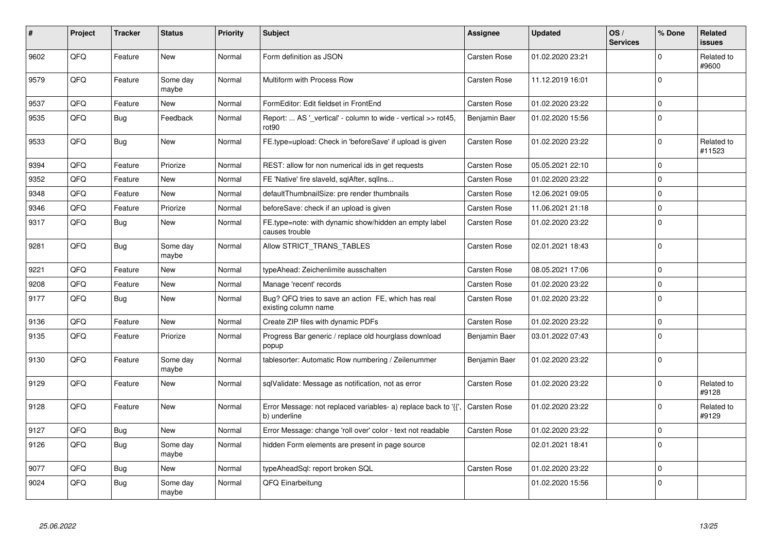| # | Project | Tracker | Status | Priority | Subject | Assignee | Updated | OS / Services | % Done | Related issues |
|---|---|---|---|---|---|---|---|---|---|---|
| 9602 | QFQ | Feature | New | Normal | Form definition as JSON | Carsten Rose | 01.02.2020 23:21 | | 0 | Related to #9600 |
| 9579 | QFQ | Feature | Some day maybe | Normal | Multiform with Process Row | Carsten Rose | 11.12.2019 16:01 | | 0 | |
| 9537 | QFQ | Feature | New | Normal | FormEditor: Edit fieldset in FrontEnd | Carsten Rose | 01.02.2020 23:22 | | 0 | |
| 9535 | QFQ | Bug | Feedback | Normal | Report: ... AS '_vertical' - column to wide - vertical >> rot45, rot90 | Benjamin Baer | 01.02.2020 15:56 | | 0 | |
| 9533 | QFQ | Bug | New | Normal | FE.type=upload: Check in 'beforeSave' if upload is given | Carsten Rose | 01.02.2020 23:22 | | 0 | Related to #11523 |
| 9394 | QFQ | Feature | Priorize | Normal | REST: allow for non numerical ids in get requests | Carsten Rose | 05.05.2021 22:10 | | 0 | |
| 9352 | QFQ | Feature | New | Normal | FE 'Native' fire slaveId, sqlAfter, sqlIns... | Carsten Rose | 01.02.2020 23:22 | | 0 | |
| 9348 | QFQ | Feature | New | Normal | defaultThumbnailSize: pre render thumbnails | Carsten Rose | 12.06.2021 09:05 | | 0 | |
| 9346 | QFQ | Feature | Priorize | Normal | beforeSave: check if an upload is given | Carsten Rose | 11.06.2021 21:18 | | 0 | |
| 9317 | QFQ | Bug | New | Normal | FE.type=note: with dynamic show/hidden an empty label causes trouble | Carsten Rose | 01.02.2020 23:22 | | 0 | |
| 9281 | QFQ | Bug | Some day maybe | Normal | Allow STRICT_TRANS_TABLES | Carsten Rose | 02.01.2021 18:43 | | 0 | |
| 9221 | QFQ | Feature | New | Normal | typeAhead: Zeichenlimite ausschalten | Carsten Rose | 08.05.2021 17:06 | | 0 | |
| 9208 | QFQ | Feature | New | Normal | Manage 'recent' records | Carsten Rose | 01.02.2020 23:22 | | 0 | |
| 9177 | QFQ | Bug | New | Normal | Bug? QFQ tries to save an action FE, which has real existing column name | Carsten Rose | 01.02.2020 23:22 | | 0 | |
| 9136 | QFQ | Feature | New | Normal | Create ZIP files with dynamic PDFs | Carsten Rose | 01.02.2020 23:22 | | 0 | |
| 9135 | QFQ | Feature | Priorize | Normal | Progress Bar generic / replace old hourglass download popup | Benjamin Baer | 03.01.2022 07:43 | | 0 | |
| 9130 | QFQ | Feature | Some day maybe | Normal | tablesorter: Automatic Row numbering / Zeilenummer | Benjamin Baer | 01.02.2020 23:22 | | 0 | |
| 9129 | QFQ | Feature | New | Normal | sqlValidate: Message as notification, not as error | Carsten Rose | 01.02.2020 23:22 | | 0 | Related to #9128 |
| 9128 | QFQ | Feature | New | Normal | Error Message: not replaced variables- a) replace back to '{{', b) underline | Carsten Rose | 01.02.2020 23:22 | | 0 | Related to #9129 |
| 9127 | QFQ | Bug | New | Normal | Error Message: change 'roll over' color - text not readable | Carsten Rose | 01.02.2020 23:22 | | 0 | |
| 9126 | QFQ | Bug | Some day maybe | Normal | hidden Form elements are present in page source | | 02.01.2021 18:41 | | 0 | |
| 9077 | QFQ | Bug | New | Normal | typeAheadSql: report broken SQL | Carsten Rose | 01.02.2020 23:22 | | 0 | |
| 9024 | QFQ | Bug | Some day maybe | Normal | QFQ Einarbeitung | | 01.02.2020 15:56 | | 0 | |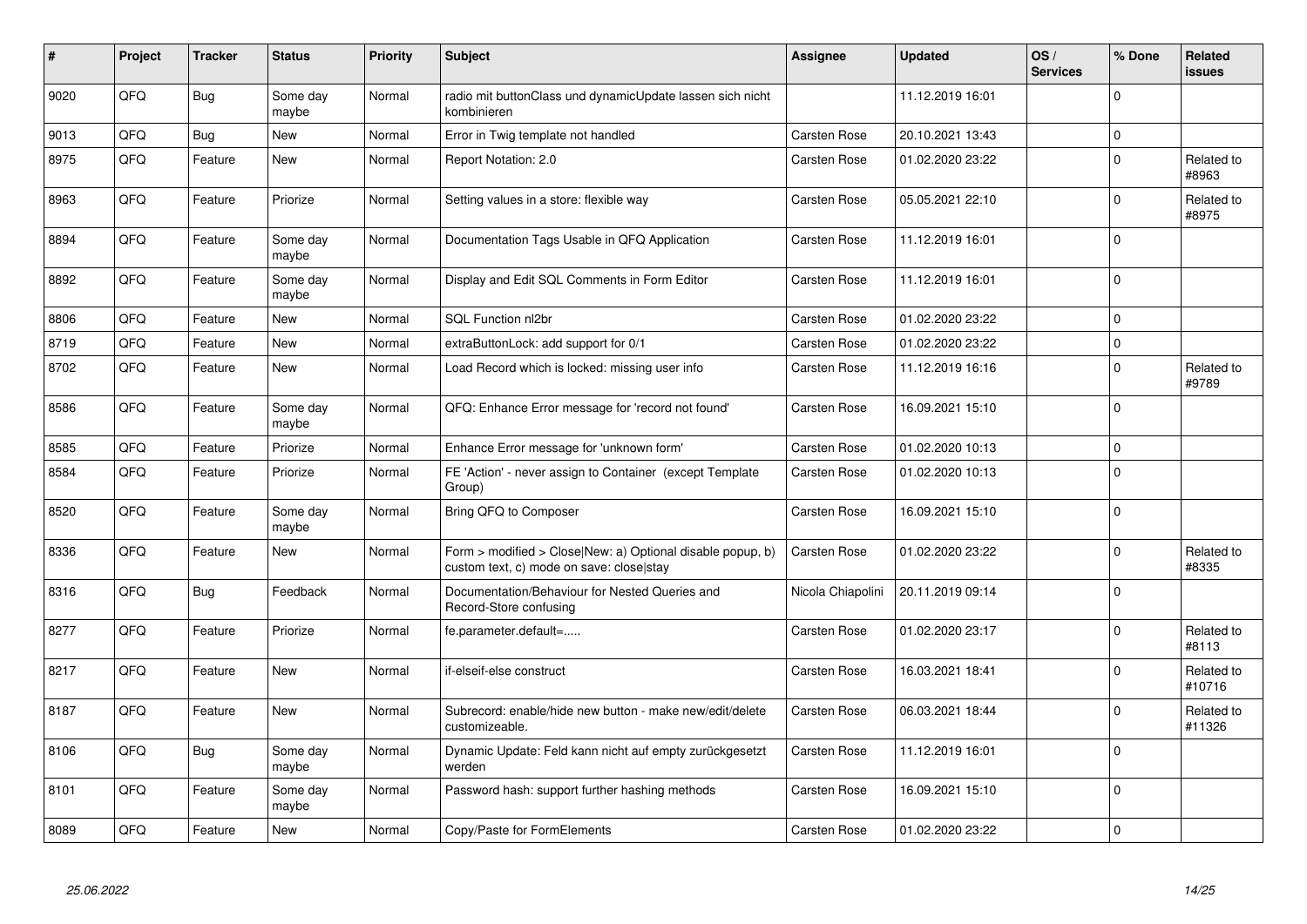| # | Project | Tracker | Status | Priority | Subject | Assignee | Updated | OS / Services | % Done | Related issues |
|---|---|---|---|---|---|---|---|---|---|---|
| 9020 | QFQ | Bug | Some day maybe | Normal | radio mit buttonClass und dynamicUpdate lassen sich nicht kombinieren | | 11.12.2019 16:01 | | 0 | |
| 9013 | QFQ | Bug | New | Normal | Error in Twig template not handled | Carsten Rose | 20.10.2021 13:43 | | 0 | |
| 8975 | QFQ | Feature | New | Normal | Report Notation: 2.0 | Carsten Rose | 01.02.2020 23:22 | | 0 | Related to #8963 |
| 8963 | QFQ | Feature | Priorize | Normal | Setting values in a store: flexible way | Carsten Rose | 05.05.2021 22:10 | | 0 | Related to #8975 |
| 8894 | QFQ | Feature | Some day maybe | Normal | Documentation Tags Usable in QFQ Application | Carsten Rose | 11.12.2019 16:01 | | 0 | |
| 8892 | QFQ | Feature | Some day maybe | Normal | Display and Edit SQL Comments in Form Editor | Carsten Rose | 11.12.2019 16:01 | | 0 | |
| 8806 | QFQ | Feature | New | Normal | SQL Function nl2br | Carsten Rose | 01.02.2020 23:22 | | 0 | |
| 8719 | QFQ | Feature | New | Normal | extraButtonLock: add support for 0/1 | Carsten Rose | 01.02.2020 23:22 | | 0 | |
| 8702 | QFQ | Feature | New | Normal | Load Record which is locked: missing user info | Carsten Rose | 11.12.2019 16:16 | | 0 | Related to #9789 |
| 8586 | QFQ | Feature | Some day maybe | Normal | QFQ: Enhance Error message for 'record not found' | Carsten Rose | 16.09.2021 15:10 | | 0 | |
| 8585 | QFQ | Feature | Priorize | Normal | Enhance Error message for 'unknown form' | Carsten Rose | 01.02.2020 10:13 | | 0 | |
| 8584 | QFQ | Feature | Priorize | Normal | FE 'Action' - never assign to Container (except Template Group) | Carsten Rose | 01.02.2020 10:13 | | 0 | |
| 8520 | QFQ | Feature | Some day maybe | Normal | Bring QFQ to Composer | Carsten Rose | 16.09.2021 15:10 | | 0 | |
| 8336 | QFQ | Feature | New | Normal | Form > modified > Close\|New: a) Optional disable popup, b) custom text, c) mode on save: close\|stay | Carsten Rose | 01.02.2020 23:22 | | 0 | Related to #8335 |
| 8316 | QFQ | Bug | Feedback | Normal | Documentation/Behaviour for Nested Queries and Record-Store confusing | Nicola Chiapolini | 20.11.2019 09:14 | | 0 | |
| 8277 | QFQ | Feature | Priorize | Normal | fe.parameter.default=..... | Carsten Rose | 01.02.2020 23:17 | | 0 | Related to #8113 |
| 8217 | QFQ | Feature | New | Normal | if-elseif-else construct | Carsten Rose | 16.03.2021 18:41 | | 0 | Related to #10716 |
| 8187 | QFQ | Feature | New | Normal | Subrecord: enable/hide new button - make new/edit/delete customizeable. | Carsten Rose | 06.03.2021 18:44 | | 0 | Related to #11326 |
| 8106 | QFQ | Bug | Some day maybe | Normal | Dynamic Update: Feld kann nicht auf empty zurückgesetzt werden | Carsten Rose | 11.12.2019 16:01 | | 0 | |
| 8101 | QFQ | Feature | Some day maybe | Normal | Password hash: support further hashing methods | Carsten Rose | 16.09.2021 15:10 | | 0 | |
| 8089 | QFQ | Feature | New | Normal | Copy/Paste for FormElements | Carsten Rose | 01.02.2020 23:22 | | 0 | |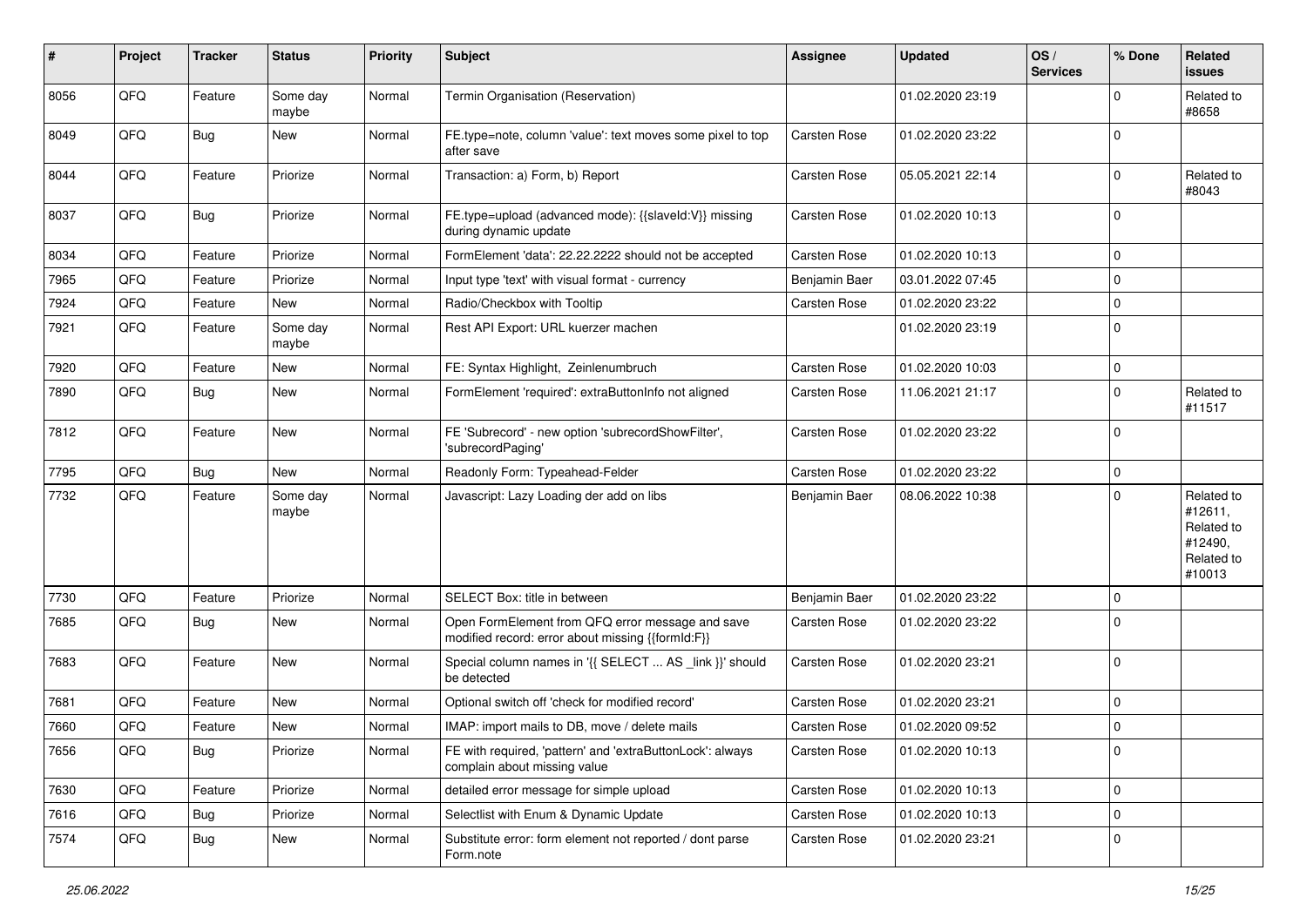| # | Project | Tracker | Status | Priority | Subject | Assignee | Updated | OS / Services | % Done | Related issues |
|---|---|---|---|---|---|---|---|---|---|---|
| 8056 | QFQ | Feature | Some day maybe | Normal | Termin Organisation (Reservation) | | 01.02.2020 23:19 | | 0 | Related to #8658 |
| 8049 | QFQ | Bug | New | Normal | FE.type=note, column 'value': text moves some pixel to top after save | Carsten Rose | 01.02.2020 23:22 | | 0 | |
| 8044 | QFQ | Feature | Priorize | Normal | Transaction: a) Form, b) Report | Carsten Rose | 05.05.2021 22:14 | | 0 | Related to #8043 |
| 8037 | QFQ | Bug | Priorize | Normal | FE.type=upload (advanced mode): {{slaveId:V}} missing during dynamic update | Carsten Rose | 01.02.2020 10:13 | | 0 | |
| 8034 | QFQ | Feature | Priorize | Normal | FormElement 'data': 22.22.2222 should not be accepted | Carsten Rose | 01.02.2020 10:13 | | 0 | |
| 7965 | QFQ | Feature | Priorize | Normal | Input type 'text' with visual format - currency | Benjamin Baer | 03.01.2022 07:45 | | 0 | |
| 7924 | QFQ | Feature | New | Normal | Radio/Checkbox with Tooltip | Carsten Rose | 01.02.2020 23:22 | | 0 | |
| 7921 | QFQ | Feature | Some day maybe | Normal | Rest API Export: URL kuerzer machen | | 01.02.2020 23:19 | | 0 | |
| 7920 | QFQ | Feature | New | Normal | FE: Syntax Highlight, Zeinlenumbruch | Carsten Rose | 01.02.2020 10:03 | | 0 | |
| 7890 | QFQ | Bug | New | Normal | FormElement 'required': extraButtonInfo not aligned | Carsten Rose | 11.06.2021 21:17 | | 0 | Related to #11517 |
| 7812 | QFQ | Feature | New | Normal | FE 'Subrecord' - new option 'subrecordShowFilter', 'subrecordPaging' | Carsten Rose | 01.02.2020 23:22 | | 0 | |
| 7795 | QFQ | Bug | New | Normal | Readonly Form: Typeahead-Felder | Carsten Rose | 01.02.2020 23:22 | | 0 | |
| 7732 | QFQ | Feature | Some day maybe | Normal | Javascript: Lazy Loading der add on libs | Benjamin Baer | 08.06.2022 10:38 | | 0 | Related to #12611, Related to #12490, Related to #10013 |
| 7730 | QFQ | Feature | Priorize | Normal | SELECT Box: title in between | Benjamin Baer | 01.02.2020 23:22 | | 0 | |
| 7685 | QFQ | Bug | New | Normal | Open FormElement from QFQ error message and save modified record: error about missing {{formId:F}} | Carsten Rose | 01.02.2020 23:22 | | 0 | |
| 7683 | QFQ | Feature | New | Normal | Special column names in '{{ SELECT ... AS _link }}' should be detected | Carsten Rose | 01.02.2020 23:21 | | 0 | |
| 7681 | QFQ | Feature | New | Normal | Optional switch off 'check for modified record' | Carsten Rose | 01.02.2020 23:21 | | 0 | |
| 7660 | QFQ | Feature | New | Normal | IMAP: import mails to DB, move / delete mails | Carsten Rose | 01.02.2020 09:52 | | 0 | |
| 7656 | QFQ | Bug | Priorize | Normal | FE with required, 'pattern' and 'extraButtonLock': always complain about missing value | Carsten Rose | 01.02.2020 10:13 | | 0 | |
| 7630 | QFQ | Feature | Priorize | Normal | detailed error message for simple upload | Carsten Rose | 01.02.2020 10:13 | | 0 | |
| 7616 | QFQ | Bug | Priorize | Normal | Selectlist with Enum & Dynamic Update | Carsten Rose | 01.02.2020 10:13 | | 0 | |
| 7574 | QFQ | Bug | New | Normal | Substitute error: form element not reported / dont parse Form.note | Carsten Rose | 01.02.2020 23:21 | | 0 | |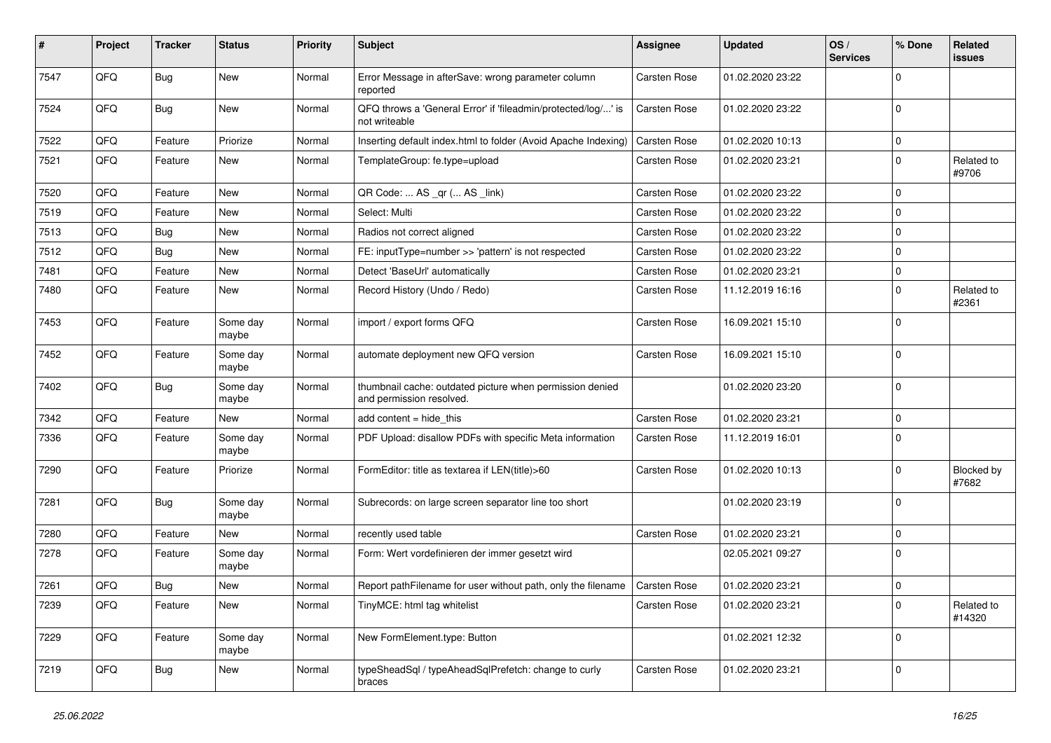| # | Project | Tracker | Status | Priority | Subject | Assignee | Updated | OS / Services | % Done | Related issues |
|---|---|---|---|---|---|---|---|---|---|---|
| 7547 | QFQ | Bug | New | Normal | Error Message in afterSave: wrong parameter column reported | Carsten Rose | 01.02.2020 23:22 | | 0 | |
| 7524 | QFQ | Bug | New | Normal | QFQ throws a 'General Error' if 'fileadmin/protected/log/...' is not writeable | Carsten Rose | 01.02.2020 23:22 | | 0 | |
| 7522 | QFQ | Feature | Priorize | Normal | Inserting default index.html to folder (Avoid Apache Indexing) | Carsten Rose | 01.02.2020 10:13 | | 0 | |
| 7521 | QFQ | Feature | New | Normal | TemplateGroup: fe.type=upload | Carsten Rose | 01.02.2020 23:21 | | 0 | Related to #9706 |
| 7520 | QFQ | Feature | New | Normal | QR Code: ... AS _qr (... AS _link) | Carsten Rose | 01.02.2020 23:22 | | 0 | |
| 7519 | QFQ | Feature | New | Normal | Select: Multi | Carsten Rose | 01.02.2020 23:22 | | 0 | |
| 7513 | QFQ | Bug | New | Normal | Radios not correct aligned | Carsten Rose | 01.02.2020 23:22 | | 0 | |
| 7512 | QFQ | Bug | New | Normal | FE: inputType=number >> 'pattern' is not respected | Carsten Rose | 01.02.2020 23:22 | | 0 | |
| 7481 | QFQ | Feature | New | Normal | Detect 'BaseUrl' automatically | Carsten Rose | 01.02.2020 23:21 | | 0 | |
| 7480 | QFQ | Feature | New | Normal | Record History (Undo / Redo) | Carsten Rose | 11.12.2019 16:16 | | 0 | Related to #2361 |
| 7453 | QFQ | Feature | Some day maybe | Normal | import / export forms QFQ | Carsten Rose | 16.09.2021 15:10 | | 0 | |
| 7452 | QFQ | Feature | Some day maybe | Normal | automate deployment new QFQ version | Carsten Rose | 16.09.2021 15:10 | | 0 | |
| 7402 | QFQ | Bug | Some day maybe | Normal | thumbnail cache: outdated picture when permission denied and permission resolved. | | 01.02.2020 23:20 | | 0 | |
| 7342 | QFQ | Feature | New | Normal | add content = hide_this | Carsten Rose | 01.02.2020 23:21 | | 0 | |
| 7336 | QFQ | Feature | Some day maybe | Normal | PDF Upload: disallow PDFs with specific Meta information | Carsten Rose | 11.12.2019 16:01 | | 0 | |
| 7290 | QFQ | Feature | Priorize | Normal | FormEditor: title as textarea if LEN(title)>60 | Carsten Rose | 01.02.2020 10:13 | | 0 | Blocked by #7682 |
| 7281 | QFQ | Bug | Some day maybe | Normal | Subrecords: on large screen separator line too short | | 01.02.2020 23:19 | | 0 | |
| 7280 | QFQ | Feature | New | Normal | recently used table | Carsten Rose | 01.02.2020 23:21 | | 0 | |
| 7278 | QFQ | Feature | Some day maybe | Normal | Form: Wert vordefinieren der immer gesetzt wird | | 02.05.2021 09:27 | | 0 | |
| 7261 | QFQ | Bug | New | Normal | Report pathFilename for user without path, only the filename | Carsten Rose | 01.02.2020 23:21 | | 0 | |
| 7239 | QFQ | Feature | New | Normal | TinyMCE: html tag whitelist | Carsten Rose | 01.02.2020 23:21 | | 0 | Related to #14320 |
| 7229 | QFQ | Feature | Some day maybe | Normal | New FormElement.type: Button | | 01.02.2021 12:32 | | 0 | |
| 7219 | QFQ | Bug | New | Normal | typeSheadSql / typeAheadSqlPrefetch: change to curly braces | Carsten Rose | 01.02.2020 23:21 | | 0 | |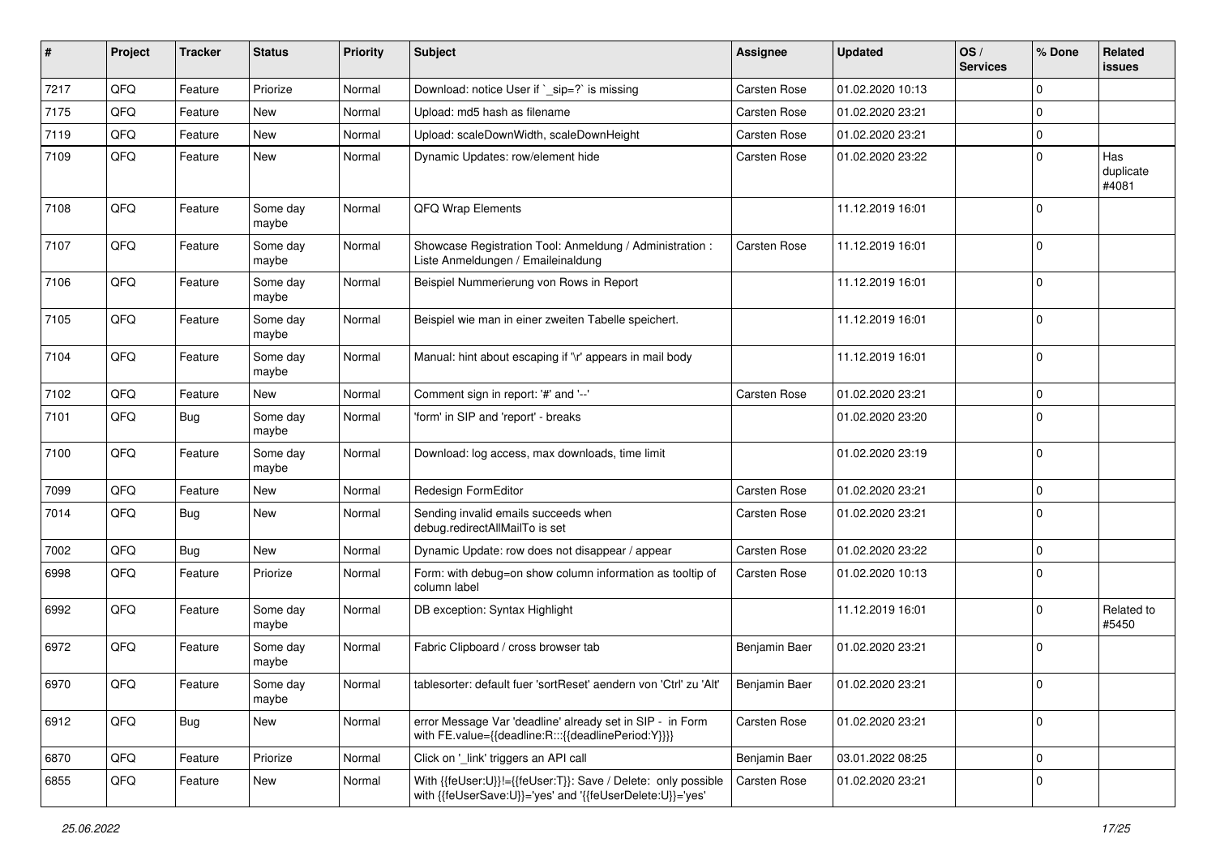| # | Project | Tracker | Status | Priority | Subject | Assignee | Updated | OS / Services | % Done | Related issues |
|---|---|---|---|---|---|---|---|---|---|---|
| 7217 | QFQ | Feature | Priorize | Normal | Download: notice User if `_sip=?` is missing | Carsten Rose | 01.02.2020 10:13 | | 0 | |
| 7175 | QFQ | Feature | New | Normal | Upload: md5 hash as filename | Carsten Rose | 01.02.2020 23:21 | | 0 | |
| 7119 | QFQ | Feature | New | Normal | Upload: scaleDownWidth, scaleDownHeight | Carsten Rose | 01.02.2020 23:21 | | 0 | |
| 7109 | QFQ | Feature | New | Normal | Dynamic Updates: row/element hide | Carsten Rose | 01.02.2020 23:22 | | 0 | Has duplicate #4081 |
| 7108 | QFQ | Feature | Some day maybe | Normal | QFQ Wrap Elements | | 11.12.2019 16:01 | | 0 | |
| 7107 | QFQ | Feature | Some day maybe | Normal | Showcase Registration Tool: Anmeldung / Administration : Liste Anmeldungen / Emaileinaldung | Carsten Rose | 11.12.2019 16:01 | | 0 | |
| 7106 | QFQ | Feature | Some day maybe | Normal | Beispiel Nummerierung von Rows in Report | | 11.12.2019 16:01 | | 0 | |
| 7105 | QFQ | Feature | Some day maybe | Normal | Beispiel wie man in einer zweiten Tabelle speichert. | | 11.12.2019 16:01 | | 0 | |
| 7104 | QFQ | Feature | Some day maybe | Normal | Manual: hint about escaping if '\r' appears in mail body | | 11.12.2019 16:01 | | 0 | |
| 7102 | QFQ | Feature | New | Normal | Comment sign in report: '#' and '--' | Carsten Rose | 01.02.2020 23:21 | | 0 | |
| 7101 | QFQ | Bug | Some day maybe | Normal | 'form' in SIP and 'report' - breaks | | 01.02.2020 23:20 | | 0 | |
| 7100 | QFQ | Feature | Some day maybe | Normal | Download: log access, max downloads, time limit | | 01.02.2020 23:19 | | 0 | |
| 7099 | QFQ | Feature | New | Normal | Redesign FormEditor | Carsten Rose | 01.02.2020 23:21 | | 0 | |
| 7014 | QFQ | Bug | New | Normal | Sending invalid emails succeeds when debug.redirectAllMailTo is set | Carsten Rose | 01.02.2020 23:21 | | 0 | |
| 7002 | QFQ | Bug | New | Normal | Dynamic Update: row does not disappear / appear | Carsten Rose | 01.02.2020 23:22 | | 0 | |
| 6998 | QFQ | Feature | Priorize | Normal | Form: with debug=on show column information as tooltip of column label | Carsten Rose | 01.02.2020 10:13 | | 0 | |
| 6992 | QFQ | Feature | Some day maybe | Normal | DB exception: Syntax Highlight | | 11.12.2019 16:01 | | 0 | Related to #5450 |
| 6972 | QFQ | Feature | Some day maybe | Normal | Fabric Clipboard / cross browser tab | Benjamin Baer | 01.02.2020 23:21 | | 0 | |
| 6970 | QFQ | Feature | Some day maybe | Normal | tablesorter: default fuer 'sortReset' aendern von 'Ctrl' zu 'Alt' | Benjamin Baer | 01.02.2020 23:21 | | 0 | |
| 6912 | QFQ | Bug | New | Normal | error Message Var 'deadline' already set in SIP - in Form with FE.value={{deadline:R:::{{deadlinePeriod:Y}}}} | Carsten Rose | 01.02.2020 23:21 | | 0 | |
| 6870 | QFQ | Feature | Priorize | Normal | Click on '_link' triggers an API call | Benjamin Baer | 03.01.2022 08:25 | | 0 | |
| 6855 | QFQ | Feature | New | Normal | With {{feUser:U}}!={{feUser:T}}: Save / Delete: only possible with {{feUserSave:U}}='yes' and '{{feUserDelete:U}}='yes' | Carsten Rose | 01.02.2020 23:21 | | 0 | |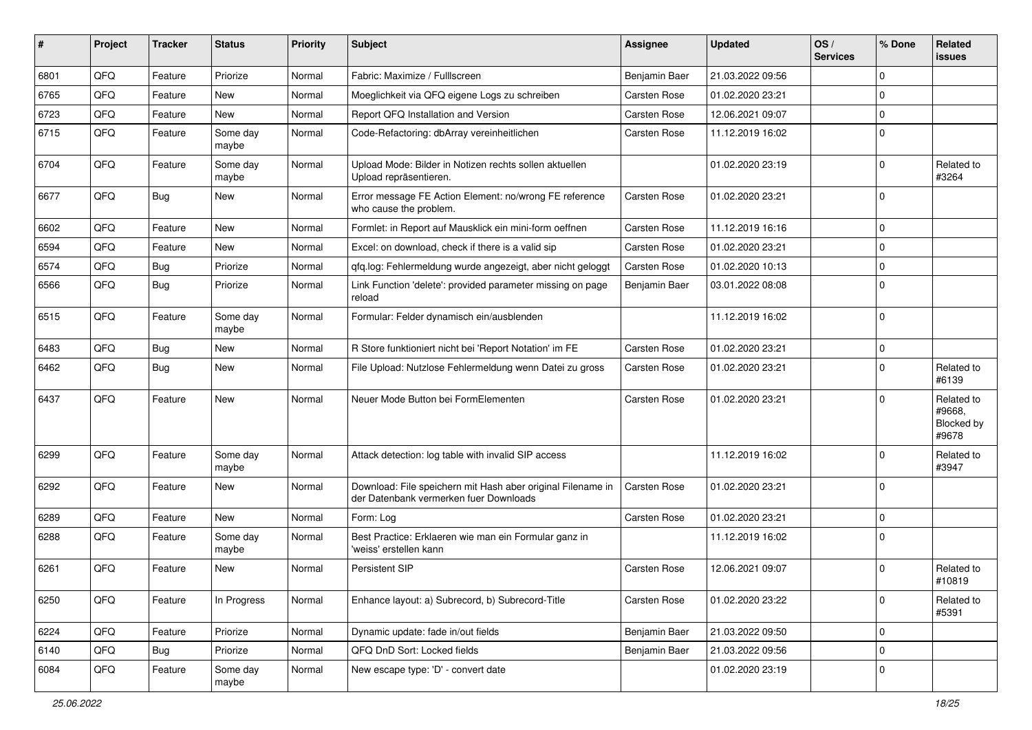| # | Project | Tracker | Status | Priority | Subject | Assignee | Updated | OS / Services | % Done | Related issues |
|---|---|---|---|---|---|---|---|---|---|---|
| 6801 | QFQ | Feature | Priorize | Normal | Fabric: Maximize / Fulllscreen | Benjamin Baer | 21.03.2022 09:56 | | 0 | |
| 6765 | QFQ | Feature | New | Normal | Moeglichkeit via QFQ eigene Logs zu schreiben | Carsten Rose | 01.02.2020 23:21 | | 0 | |
| 6723 | QFQ | Feature | New | Normal | Report QFQ Installation and Version | Carsten Rose | 12.06.2021 09:07 | | 0 | |
| 6715 | QFQ | Feature | Some day maybe | Normal | Code-Refactoring: dbArray vereinheitlichen | Carsten Rose | 11.12.2019 16:02 | | 0 | |
| 6704 | QFQ | Feature | Some day maybe | Normal | Upload Mode: Bilder in Notizen rechts sollen aktuellen Upload repräsentieren. | | 01.02.2020 23:19 | | 0 | Related to #3264 |
| 6677 | QFQ | Bug | New | Normal | Error message FE Action Element: no/wrong FE reference who cause the problem. | Carsten Rose | 01.02.2020 23:21 | | 0 | |
| 6602 | QFQ | Feature | New | Normal | Formlet: in Report auf Mausklick ein mini-form oeffnen | Carsten Rose | 11.12.2019 16:16 | | 0 | |
| 6594 | QFQ | Feature | New | Normal | Excel: on download, check if there is a valid sip | Carsten Rose | 01.02.2020 23:21 | | 0 | |
| 6574 | QFQ | Bug | Priorize | Normal | qfq.log: Fehlermeldung wurde angezeigt, aber nicht geloggt | Carsten Rose | 01.02.2020 10:13 | | 0 | |
| 6566 | QFQ | Bug | Priorize | Normal | Link Function 'delete': provided parameter missing on page reload | Benjamin Baer | 03.01.2022 08:08 | | 0 | |
| 6515 | QFQ | Feature | Some day maybe | Normal | Formular: Felder dynamisch ein/ausblenden | | 11.12.2019 16:02 | | 0 | |
| 6483 | QFQ | Bug | New | Normal | R Store funktioniert nicht bei 'Report Notation' im FE | Carsten Rose | 01.02.2020 23:21 | | 0 | |
| 6462 | QFQ | Bug | New | Normal | File Upload: Nutzlose Fehlermeldung wenn Datei zu gross | Carsten Rose | 01.02.2020 23:21 | | 0 | Related to #6139 |
| 6437 | QFQ | Feature | New | Normal | Neuer Mode Button bei FormElementen | Carsten Rose | 01.02.2020 23:21 | | 0 | Related to #9668, Blocked by #9678 |
| 6299 | QFQ | Feature | Some day maybe | Normal | Attack detection: log table with invalid SIP access | | 11.12.2019 16:02 | | 0 | Related to #3947 |
| 6292 | QFQ | Feature | New | Normal | Download: File speichern mit Hash aber original Filename in der Datenbank vermerken fuer Downloads | Carsten Rose | 01.02.2020 23:21 | | 0 | |
| 6289 | QFQ | Feature | New | Normal | Form: Log | Carsten Rose | 01.02.2020 23:21 | | 0 | |
| 6288 | QFQ | Feature | Some day maybe | Normal | Best Practice: Erklaeren wie man ein Formular ganz in 'weiss' erstellen kann | | 11.12.2019 16:02 | | 0 | |
| 6261 | QFQ | Feature | New | Normal | Persistent SIP | Carsten Rose | 12.06.2021 09:07 | | 0 | Related to #10819 |
| 6250 | QFQ | Feature | In Progress | Normal | Enhance layout: a) Subrecord, b) Subrecord-Title | Carsten Rose | 01.02.2020 23:22 | | 0 | Related to #5391 |
| 6224 | QFQ | Feature | Priorize | Normal | Dynamic update: fade in/out fields | Benjamin Baer | 21.03.2022 09:50 | | 0 | |
| 6140 | QFQ | Bug | Priorize | Normal | QFQ DnD Sort: Locked fields | Benjamin Baer | 21.03.2022 09:56 | | 0 | |
| 6084 | QFQ | Feature | Some day maybe | Normal | New escape type: 'D' - convert date | | 01.02.2020 23:19 | | 0 | |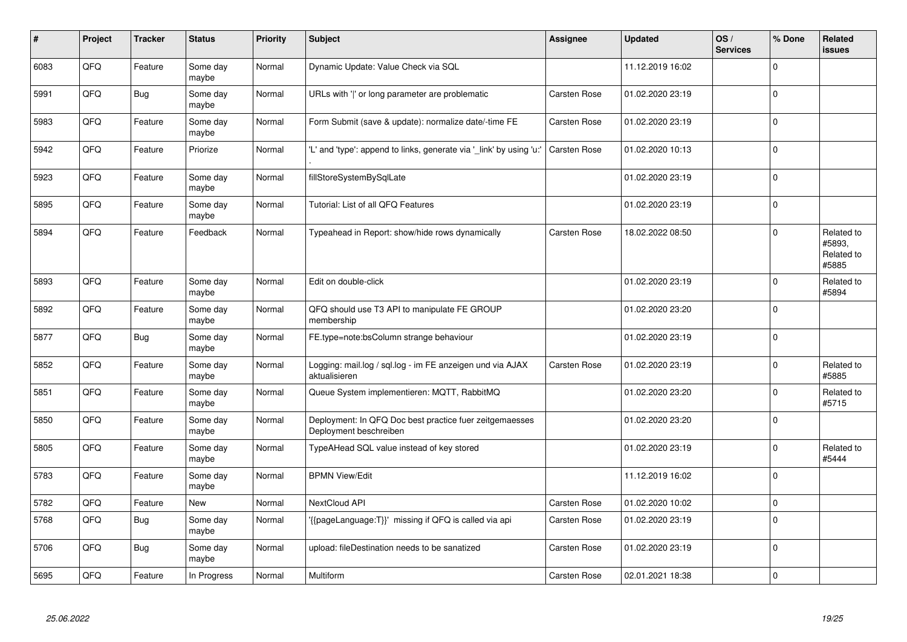| # | Project | Tracker | Status | Priority | Subject | Assignee | Updated | OS / Services | % Done | Related issues |
|---|---|---|---|---|---|---|---|---|---|---|
| 6083 | QFQ | Feature | Some day maybe | Normal | Dynamic Update: Value Check via SQL | | 11.12.2019 16:02 | | 0 | |
| 5991 | QFQ | Bug | Some day maybe | Normal | URLs with '&#124;' or long parameter are problematic | Carsten Rose | 01.02.2020 23:19 | | 0 | |
| 5983 | QFQ | Feature | Some day maybe | Normal | Form Submit (save & update): normalize date/-time FE | Carsten Rose | 01.02.2020 23:19 | | 0 | |
| 5942 | QFQ | Feature | Priorize | Normal | 'L' and 'type': append to links, generate via '_link' by using 'u:' . | Carsten Rose | 01.02.2020 10:13 | | 0 | |
| 5923 | QFQ | Feature | Some day maybe | Normal | fillStoreSystemBySqlLate | | 01.02.2020 23:19 | | 0 | |
| 5895 | QFQ | Feature | Some day maybe | Normal | Tutorial: List of all QFQ Features | | 01.02.2020 23:19 | | 0 | |
| 5894 | QFQ | Feature | Feedback | Normal | Typeahead in Report: show/hide rows dynamically | Carsten Rose | 18.02.2022 08:50 | | 0 | Related to #5893, Related to #5885 |
| 5893 | QFQ | Feature | Some day maybe | Normal | Edit on double-click | | 01.02.2020 23:19 | | 0 | Related to #5894 |
| 5892 | QFQ | Feature | Some day maybe | Normal | QFQ should use T3 API to manipulate FE GROUP membership | | 01.02.2020 23:20 | | 0 | |
| 5877 | QFQ | Bug | Some day maybe | Normal | FE.type=note:bsColumn strange behaviour | | 01.02.2020 23:19 | | 0 | |
| 5852 | QFQ | Feature | Some day maybe | Normal | Logging: mail.log / sql.log - im FE anzeigen und via AJAX aktualisieren | Carsten Rose | 01.02.2020 23:19 | | 0 | Related to #5885 |
| 5851 | QFQ | Feature | Some day maybe | Normal | Queue System implementieren: MQTT, RabbitMQ | | 01.02.2020 23:20 | | 0 | Related to #5715 |
| 5850 | QFQ | Feature | Some day maybe | Normal | Deployment: In QFQ Doc best practice fuer zeitgemaesses Deployment beschreiben | | 01.02.2020 23:20 | | 0 | |
| 5805 | QFQ | Feature | Some day maybe | Normal | TypeAHead SQL value instead of key stored | | 01.02.2020 23:19 | | 0 | Related to #5444 |
| 5783 | QFQ | Feature | Some day maybe | Normal | BPMN View/Edit | | 11.12.2019 16:02 | | 0 | |
| 5782 | QFQ | Feature | New | Normal | NextCloud API | Carsten Rose | 01.02.2020 10:02 | | 0 | |
| 5768 | QFQ | Bug | Some day maybe | Normal | '{{pageLanguage:T}}' missing if QFQ is called via api | Carsten Rose | 01.02.2020 23:19 | | 0 | |
| 5706 | QFQ | Bug | Some day maybe | Normal | upload: fileDestination needs to be sanatized | Carsten Rose | 01.02.2020 23:19 | | 0 | |
| 5695 | QFQ | Feature | In Progress | Normal | Multiform | Carsten Rose | 02.01.2021 18:38 | | 0 | |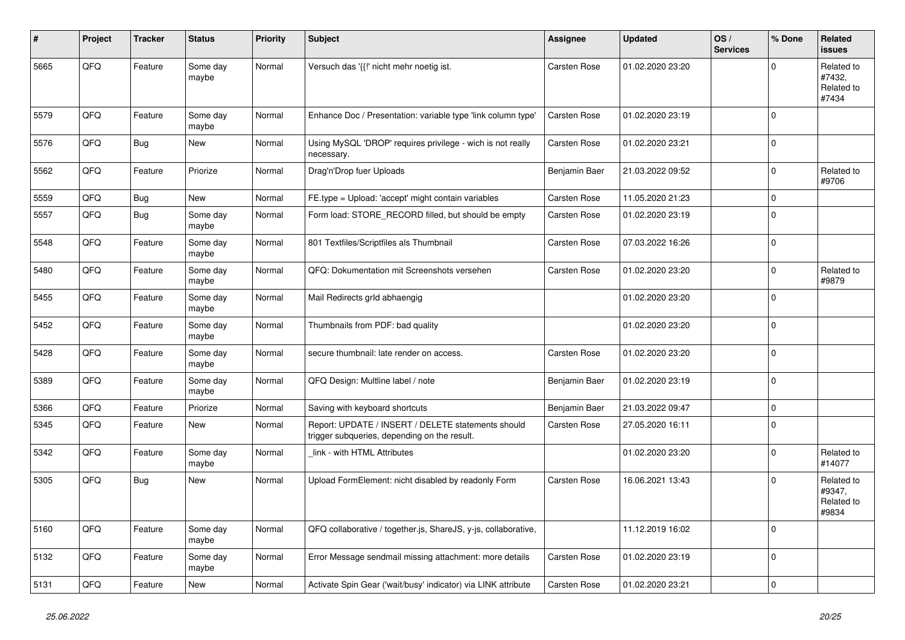| # | Project | Tracker | Status | Priority | Subject | Assignee | Updated | OS / Services | % Done | Related issues |
|---|---|---|---|---|---|---|---|---|---|---|
| 5665 | QFO | Feature | Some day maybe | Normal | Versuch das '{{!' nicht mehr noetig ist. | Carsten Rose | 01.02.2020 23:20 | | 0 | Related to #7432, Related to #7434 |
| 5579 | QFO | Feature | Some day maybe | Normal | Enhance Doc / Presentation: variable type 'link column type' | Carsten Rose | 01.02.2020 23:19 | | 0 | |
| 5576 | QFO | Bug | New | Normal | Using MySQL 'DROP' requires privilege - wich is not really necessary. | Carsten Rose | 01.02.2020 23:21 | | 0 | |
| 5562 | QFO | Feature | Priorize | Normal | Drag'n'Drop fuer Uploads | Benjamin Baer | 21.03.2022 09:52 | | 0 | Related to #9706 |
| 5559 | QFO | Bug | New | Normal | FE.type = Upload: 'accept' might contain variables | Carsten Rose | 11.05.2020 21:23 | | 0 | |
| 5557 | QFO | Bug | Some day maybe | Normal | Form load: STORE_RECORD filled, but should be empty | Carsten Rose | 01.02.2020 23:19 | | 0 | |
| 5548 | QFO | Feature | Some day maybe | Normal | 801 Textfiles/Scriptfiles als Thumbnail | Carsten Rose | 07.03.2022 16:26 | | 0 | |
| 5480 | QFO | Feature | Some day maybe | Normal | QFQ: Dokumentation mit Screenshots versehen | Carsten Rose | 01.02.2020 23:20 | | 0 | Related to #9879 |
| 5455 | QFO | Feature | Some day maybe | Normal | Mail Redirects grId abhaengig | | 01.02.2020 23:20 | | 0 | |
| 5452 | QFO | Feature | Some day maybe | Normal | Thumbnails from PDF: bad quality | | 01.02.2020 23:20 | | 0 | |
| 5428 | QFO | Feature | Some day maybe | Normal | secure thumbnail: late render on access. | Carsten Rose | 01.02.2020 23:20 | | 0 | |
| 5389 | QFO | Feature | Some day maybe | Normal | QFQ Design: Multline label / note | Benjamin Baer | 01.02.2020 23:19 | | 0 | |
| 5366 | QFO | Feature | Priorize | Normal | Saving with keyboard shortcuts | Benjamin Baer | 21.03.2022 09:47 | | 0 | |
| 5345 | QFO | Feature | New | Normal | Report: UPDATE / INSERT / DELETE statements should trigger subqueries, depending on the result. | Carsten Rose | 27.05.2020 16:11 | | 0 | |
| 5342 | QFO | Feature | Some day maybe | Normal | _link - with HTML Attributes | | 01.02.2020 23:20 | | 0 | Related to #14077 |
| 5305 | QFO | Bug | New | Normal | Upload FormElement: nicht disabled by readonly Form | Carsten Rose | 16.06.2021 13:43 | | 0 | Related to #9347, Related to #9834 |
| 5160 | QFO | Feature | Some day maybe | Normal | QFQ collaborative / together.js, ShareJS, y-js, collaborative, | | 11.12.2019 16:02 | | 0 | |
| 5132 | QFO | Feature | Some day maybe | Normal | Error Message sendmail missing attachment: more details | Carsten Rose | 01.02.2020 23:19 | | 0 | |
| 5131 | QFO | Feature | New | Normal | Activate Spin Gear ('wait/busy' indicator) via LINK attribute | Carsten Rose | 01.02.2020 23:21 | | 0 | |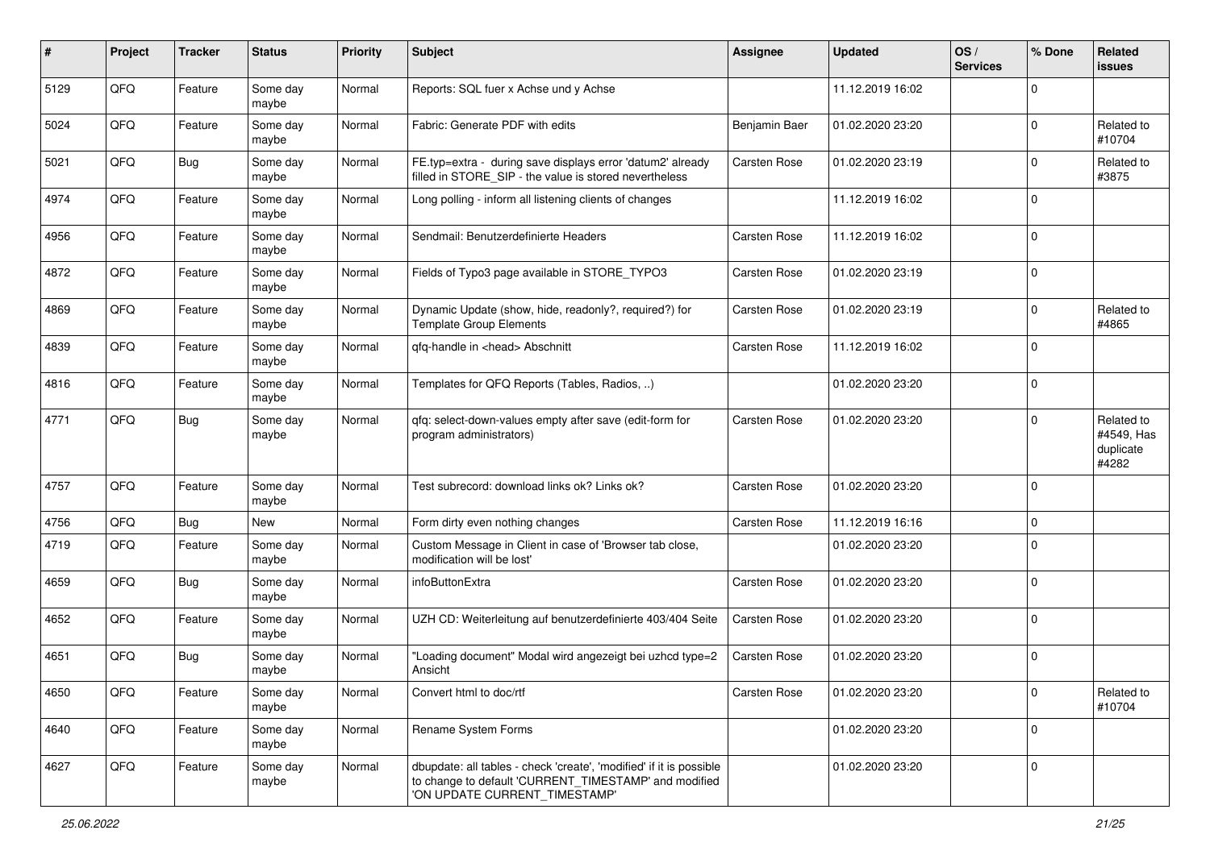| # | Project | Tracker | Status | Priority | Subject | Assignee | Updated | OS / Services | % Done | Related issues |
|---|---|---|---|---|---|---|---|---|---|---|
| 5129 | QFQ | Feature | Some day maybe | Normal | Reports: SQL fuer x Achse und y Achse | | 11.12.2019 16:02 | | 0 | |
| 5024 | QFQ | Feature | Some day maybe | Normal | Fabric: Generate PDF with edits | Benjamin Baer | 01.02.2020 23:20 | | 0 | Related to #10704 |
| 5021 | QFQ | Bug | Some day maybe | Normal | FE.typ=extra - during save displays error 'datum2' already filled in STORE_SIP - the value is stored nevertheless | Carsten Rose | 01.02.2020 23:19 | | 0 | Related to #3875 |
| 4974 | QFQ | Feature | Some day maybe | Normal | Long polling - inform all listening clients of changes | | 11.12.2019 16:02 | | 0 | |
| 4956 | QFQ | Feature | Some day maybe | Normal | Sendmail: Benutzerdefinierte Headers | Carsten Rose | 11.12.2019 16:02 | | 0 | |
| 4872 | QFQ | Feature | Some day maybe | Normal | Fields of Typo3 page available in STORE_TYPO3 | Carsten Rose | 01.02.2020 23:19 | | 0 | |
| 4869 | QFQ | Feature | Some day maybe | Normal | Dynamic Update (show, hide, readonly?, required?) for Template Group Elements | Carsten Rose | 01.02.2020 23:19 | | 0 | Related to #4865 |
| 4839 | QFQ | Feature | Some day maybe | Normal | qfq-handle in <head> Abschnitt | Carsten Rose | 11.12.2019 16:02 | | 0 | |
| 4816 | QFQ | Feature | Some day maybe | Normal | Templates for QFQ Reports (Tables, Radios, ..) | | 01.02.2020 23:20 | | 0 | |
| 4771 | QFQ | Bug | Some day maybe | Normal | qfq: select-down-values empty after save (edit-form for program administrators) | Carsten Rose | 01.02.2020 23:20 | | 0 | Related to #4549, Has duplicate #4282 |
| 4757 | QFQ | Feature | Some day maybe | Normal | Test subrecord: download links ok? Links ok? | Carsten Rose | 01.02.2020 23:20 | | 0 | |
| 4756 | QFQ | Bug | New | Normal | Form dirty even nothing changes | Carsten Rose | 11.12.2019 16:16 | | 0 | |
| 4719 | QFQ | Feature | Some day maybe | Normal | Custom Message in Client in case of 'Browser tab close, modification will be lost' | | 01.02.2020 23:20 | | 0 | |
| 4659 | QFQ | Bug | Some day maybe | Normal | infoButtonExtra | Carsten Rose | 01.02.2020 23:20 | | 0 | |
| 4652 | QFQ | Feature | Some day maybe | Normal | UZH CD: Weiterleitung auf benutzerdefinierte 403/404 Seite | Carsten Rose | 01.02.2020 23:20 | | 0 | |
| 4651 | QFQ | Bug | Some day maybe | Normal | "Loading document" Modal wird angezeigt bei uzhcd type=2 Ansicht | Carsten Rose | 01.02.2020 23:20 | | 0 | |
| 4650 | QFQ | Feature | Some day maybe | Normal | Convert html to doc/rtf | Carsten Rose | 01.02.2020 23:20 | | 0 | Related to #10704 |
| 4640 | QFQ | Feature | Some day maybe | Normal | Rename System Forms | | 01.02.2020 23:20 | | 0 | |
| 4627 | QFQ | Feature | Some day maybe | Normal | dbupdate: all tables - check 'create', 'modified' if it is possible to change to default 'CURRENT_TIMESTAMP' and modified 'ON UPDATE CURRENT_TIMESTAMP' | | 01.02.2020 23:20 | | 0 | |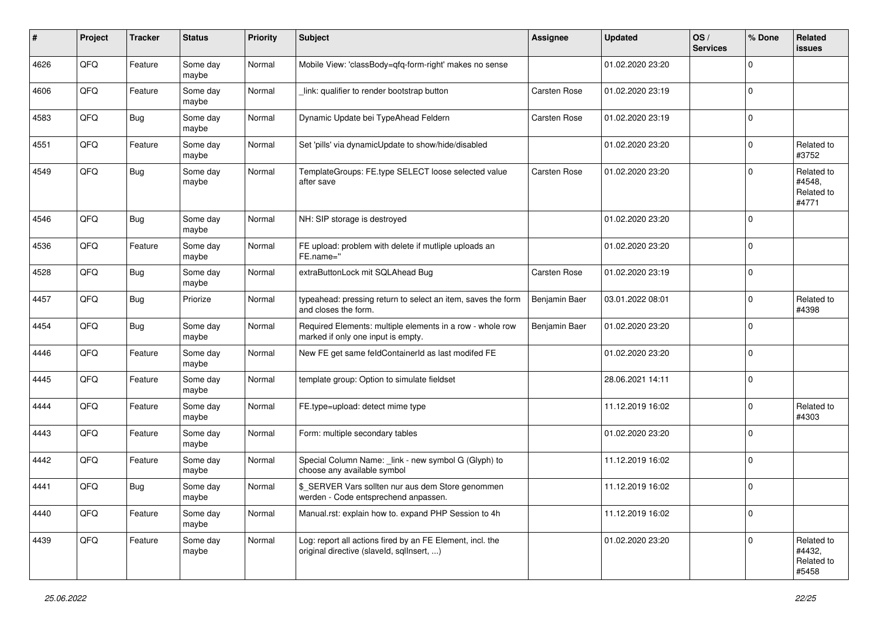| # | Project | Tracker | Status | Priority | Subject | Assignee | Updated | OS / Services | % Done | Related issues |
|---|---|---|---|---|---|---|---|---|---|---|
| 4626 | QFQ | Feature | Some day maybe | Normal | Mobile View: 'classBody=qfq-form-right' makes no sense | | 01.02.2020 23:20 | | 0 | |
| 4606 | QFQ | Feature | Some day maybe | Normal | _link: qualifier to render bootstrap button | Carsten Rose | 01.02.2020 23:19 | | 0 | |
| 4583 | QFQ | Bug | Some day maybe | Normal | Dynamic Update bei TypeAhead Feldern | Carsten Rose | 01.02.2020 23:19 | | 0 | |
| 4551 | QFQ | Feature | Some day maybe | Normal | Set 'pills' via dynamicUpdate to show/hide/disabled | | 01.02.2020 23:20 | | 0 | Related to #3752 |
| 4549 | QFQ | Bug | Some day maybe | Normal | TemplateGroups: FE.type SELECT loose selected value after save | Carsten Rose | 01.02.2020 23:20 | | 0 | Related to #4548, Related to #4771 |
| 4546 | QFQ | Bug | Some day maybe | Normal | NH: SIP storage is destroyed | | 01.02.2020 23:20 | | 0 | |
| 4536 | QFQ | Feature | Some day maybe | Normal | FE upload: problem with delete if mutliple uploads an FE.name='' | | 01.02.2020 23:20 | | 0 | |
| 4528 | QFQ | Bug | Some day maybe | Normal | extraButtonLock mit SQLAhead Bug | Carsten Rose | 01.02.2020 23:19 | | 0 | |
| 4457 | QFQ | Bug | Priorize | Normal | typeahead: pressing return to select an item, saves the form and closes the form. | Benjamin Baer | 03.01.2022 08:01 | | 0 | Related to #4398 |
| 4454 | QFQ | Bug | Some day maybe | Normal | Required Elements: multiple elements in a row - whole row marked if only one input is empty. | Benjamin Baer | 01.02.2020 23:20 | | 0 | |
| 4446 | QFQ | Feature | Some day maybe | Normal | New FE get same feldContainerId as last modifed FE | | 01.02.2020 23:20 | | 0 | |
| 4445 | QFQ | Feature | Some day maybe | Normal | template group: Option to simulate fieldset | | 28.06.2021 14:11 | | 0 | |
| 4444 | QFQ | Feature | Some day maybe | Normal | FE.type=upload: detect mime type | | 11.12.2019 16:02 | | 0 | Related to #4303 |
| 4443 | QFQ | Feature | Some day maybe | Normal | Form: multiple secondary tables | | 01.02.2020 23:20 | | 0 | |
| 4442 | QFQ | Feature | Some day maybe | Normal | Special Column Name: _link - new symbol G (Glyph) to choose any available symbol | | 11.12.2019 16:02 | | 0 | |
| 4441 | QFQ | Bug | Some day maybe | Normal | $_SERVER Vars sollten nur aus dem Store genommen werden - Code entsprechend anpassen. | | 11.12.2019 16:02 | | 0 | |
| 4440 | QFQ | Feature | Some day maybe | Normal | Manual.rst: explain how to. expand PHP Session to 4h | | 11.12.2019 16:02 | | 0 | |
| 4439 | QFQ | Feature | Some day maybe | Normal | Log: report all actions fired by an FE Element, incl. the original directive (slaveId, sqlInsert, ...) | | 01.02.2020 23:20 | | 0 | Related to #4432, Related to #5458 |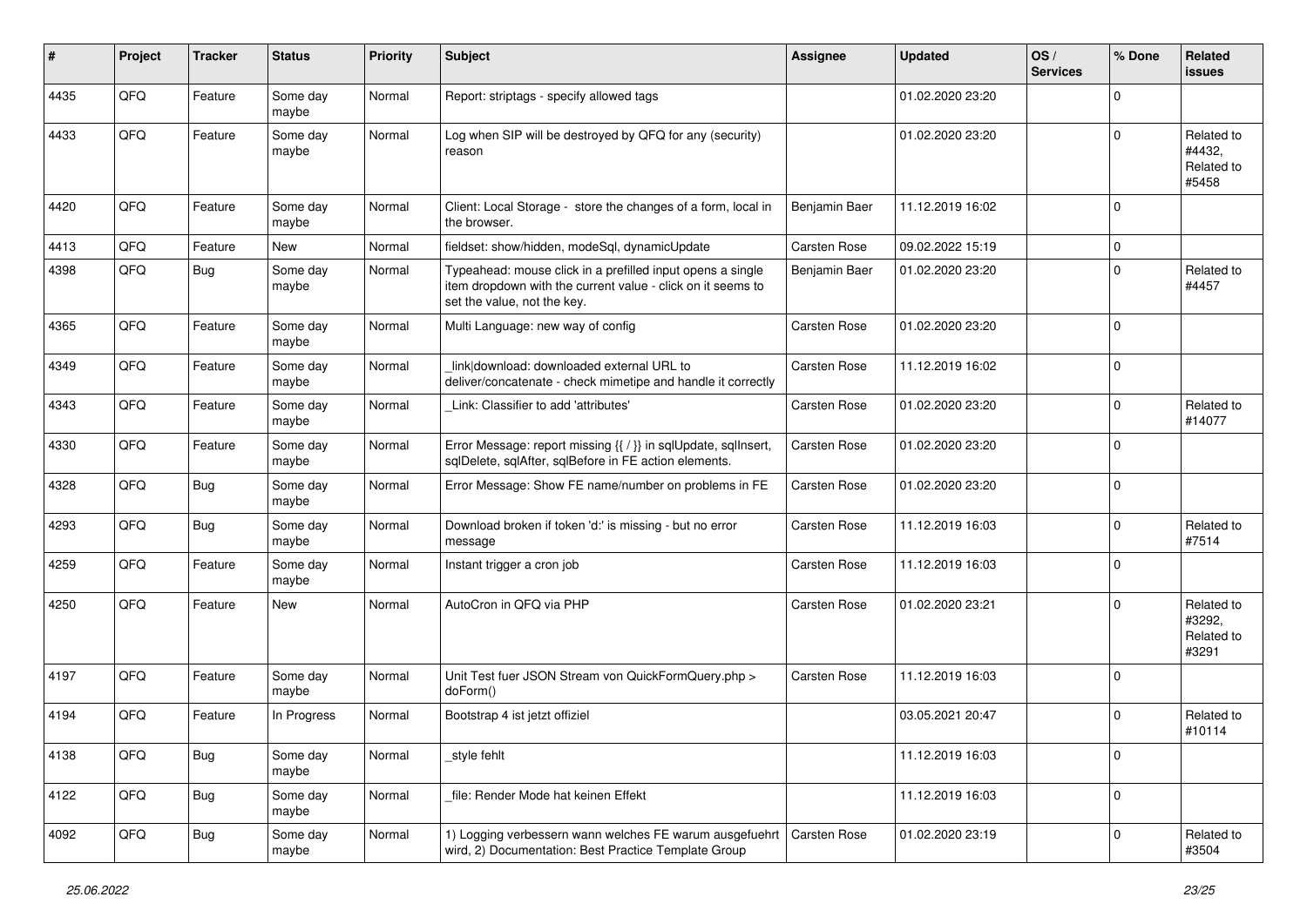| # | Project | Tracker | Status | Priority | Subject | Assignee | Updated | OS / Services | % Done | Related issues |
|---|---|---|---|---|---|---|---|---|---|---|
| 4435 | QFQ | Feature | Some day maybe | Normal | Report: striptags - specify allowed tags |  | 01.02.2020 23:20 |  | 0 |  |
| 4433 | QFQ | Feature | Some day maybe | Normal | Log when SIP will be destroyed by QFQ for any (security) reason |  | 01.02.2020 23:20 |  | 0 | Related to #4432, Related to #5458 |
| 4420 | QFQ | Feature | Some day maybe | Normal | Client: Local Storage - store the changes of a form, local in the browser. | Benjamin Baer | 11.12.2019 16:02 |  | 0 |  |
| 4413 | QFQ | Feature | New | Normal | fieldset: show/hidden, modeSql, dynamicUpdate | Carsten Rose | 09.02.2022 15:19 |  | 0 |  |
| 4398 | QFQ | Bug | Some day maybe | Normal | Typeahead: mouse click in a prefilled input opens a single item dropdown with the current value - click on it seems to set the value, not the key. | Benjamin Baer | 01.02.2020 23:20 |  | 0 | Related to #4457 |
| 4365 | QFQ | Feature | Some day maybe | Normal | Multi Language: new way of config | Carsten Rose | 01.02.2020 23:20 |  | 0 |  |
| 4349 | QFQ | Feature | Some day maybe | Normal | _link\|download: downloaded external URL to deliver/concatenate - check mimetipe and handle it correctly | Carsten Rose | 11.12.2019 16:02 |  | 0 |  |
| 4343 | QFQ | Feature | Some day maybe | Normal | _Link: Classifier to add 'attributes' | Carsten Rose | 01.02.2020 23:20 |  | 0 | Related to #14077 |
| 4330 | QFQ | Feature | Some day maybe | Normal | Error Message: report missing {{ / }} in sqlUpdate, sqlInsert, sqlDelete, sqlAfter, sqlBefore in FE action elements. | Carsten Rose | 01.02.2020 23:20 |  | 0 |  |
| 4328 | QFQ | Bug | Some day maybe | Normal | Error Message: Show FE name/number on problems in FE | Carsten Rose | 01.02.2020 23:20 |  | 0 |  |
| 4293 | QFQ | Bug | Some day maybe | Normal | Download broken if token 'd:' is missing - but no error message | Carsten Rose | 11.12.2019 16:03 |  | 0 | Related to #7514 |
| 4259 | QFQ | Feature | Some day maybe | Normal | Instant trigger a cron job | Carsten Rose | 11.12.2019 16:03 |  | 0 |  |
| 4250 | QFQ | Feature | New | Normal | AutoCron in QFQ via PHP | Carsten Rose | 01.02.2020 23:21 |  | 0 | Related to #3292, Related to #3291 |
| 4197 | QFQ | Feature | Some day maybe | Normal | Unit Test fuer JSON Stream von QuickFormQuery.php > doForm() | Carsten Rose | 11.12.2019 16:03 |  | 0 |  |
| 4194 | QFQ | Feature | In Progress | Normal | Bootstrap 4 ist jetzt offiziel |  | 03.05.2021 20:47 |  | 0 | Related to #10114 |
| 4138 | QFQ | Bug | Some day maybe | Normal | _style fehlt |  | 11.12.2019 16:03 |  | 0 |  |
| 4122 | QFQ | Bug | Some day maybe | Normal | _file: Render Mode hat keinen Effekt |  | 11.12.2019 16:03 |  | 0 |  |
| 4092 | QFQ | Bug | Some day maybe | Normal | 1) Logging verbessern wann welches FE warum ausgefuehrt wird, 2) Documentation: Best Practice Template Group | Carsten Rose | 01.02.2020 23:19 |  | 0 | Related to #3504 |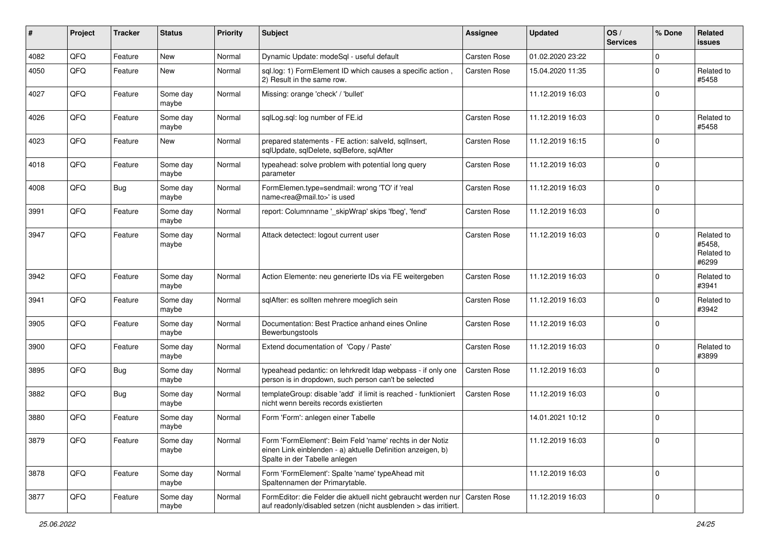| # | Project | Tracker | Status | Priority | Subject | Assignee | Updated | OS / Services | % Done | Related issues |
|---|---|---|---|---|---|---|---|---|---|---|
| 4082 | QFQ | Feature | New | Normal | Dynamic Update: modeSql - useful default | Carsten Rose | 01.02.2020 23:22 | | 0 | |
| 4050 | QFQ | Feature | New | Normal | sql.log: 1) FormElement ID which causes a specific action , 2) Result in the same row. | Carsten Rose | 15.04.2020 11:35 | | 0 | Related to #5458 |
| 4027 | QFQ | Feature | Some day maybe | Normal | Missing: orange 'check' / 'bullet' | | 11.12.2019 16:03 | | 0 | |
| 4026 | QFQ | Feature | Some day maybe | Normal | sqlLog.sql: log number of FE.id | Carsten Rose | 11.12.2019 16:03 | | 0 | Related to #5458 |
| 4023 | QFQ | Feature | New | Normal | prepared statements - FE action: salveld, sqlInsert, sqlUpdate, sqlDelete, sqlBefore, sqlAfter | Carsten Rose | 11.12.2019 16:15 | | 0 | |
| 4018 | QFQ | Feature | Some day maybe | Normal | typeahead: solve problem with potential long query parameter | Carsten Rose | 11.12.2019 16:03 | | 0 | |
| 4008 | QFQ | Bug | Some day maybe | Normal | FormElemen.type=sendmail: wrong 'TO' if 'real name<rea@mail.to>' is used | Carsten Rose | 11.12.2019 16:03 | | 0 | |
| 3991 | QFQ | Feature | Some day maybe | Normal | report: Columnname '_skipWrap' skips 'fbeg', 'fend' | Carsten Rose | 11.12.2019 16:03 | | 0 | |
| 3947 | QFQ | Feature | Some day maybe | Normal | Attack detectect: logout current user | Carsten Rose | 11.12.2019 16:03 | | 0 | Related to #5458, Related to #6299 |
| 3942 | QFQ | Feature | Some day maybe | Normal | Action Elemente: neu generierte IDs via FE weitergeben | Carsten Rose | 11.12.2019 16:03 | | 0 | Related to #3941 |
| 3941 | QFQ | Feature | Some day maybe | Normal | sqlAfter: es sollten mehrere moeglich sein | Carsten Rose | 11.12.2019 16:03 | | 0 | Related to #3942 |
| 3905 | QFQ | Feature | Some day maybe | Normal | Documentation: Best Practice anhand eines Online Bewerbungstools | Carsten Rose | 11.12.2019 16:03 | | 0 | |
| 3900 | QFQ | Feature | Some day maybe | Normal | Extend documentation of 'Copy / Paste' | Carsten Rose | 11.12.2019 16:03 | | 0 | Related to #3899 |
| 3895 | QFQ | Bug | Some day maybe | Normal | typeahead pedantic: on lehrkredit ldap webpass - if only one person is in dropdown, such person can't be selected | Carsten Rose | 11.12.2019 16:03 | | 0 | |
| 3882 | QFQ | Bug | Some day maybe | Normal | templateGroup: disable 'add' if limit is reached - funktioniert nicht wenn bereits records existierten | Carsten Rose | 11.12.2019 16:03 | | 0 | |
| 3880 | QFQ | Feature | Some day maybe | Normal | Form 'Form': anlegen einer Tabelle | | 14.01.2021 10:12 | | 0 | |
| 3879 | QFQ | Feature | Some day maybe | Normal | Form 'FormElement': Beim Feld 'name' rechts in der Notiz einen Link einblenden - a) aktuelle Definition anzeigen, b) Spalte in der Tabelle anlegen | | 11.12.2019 16:03 | | 0 | |
| 3878 | QFQ | Feature | Some day maybe | Normal | Form 'FormElement': Spalte 'name' typeAhead mit Spaltennamen der Primarytable. | | 11.12.2019 16:03 | | 0 | |
| 3877 | QFQ | Feature | Some day maybe | Normal | FormEditor: die Felder die aktuell nicht gebraucht werden nur auf readonly/disabled setzen (nicht ausblenden > das irritiert. | Carsten Rose | 11.12.2019 16:03 | | 0 | |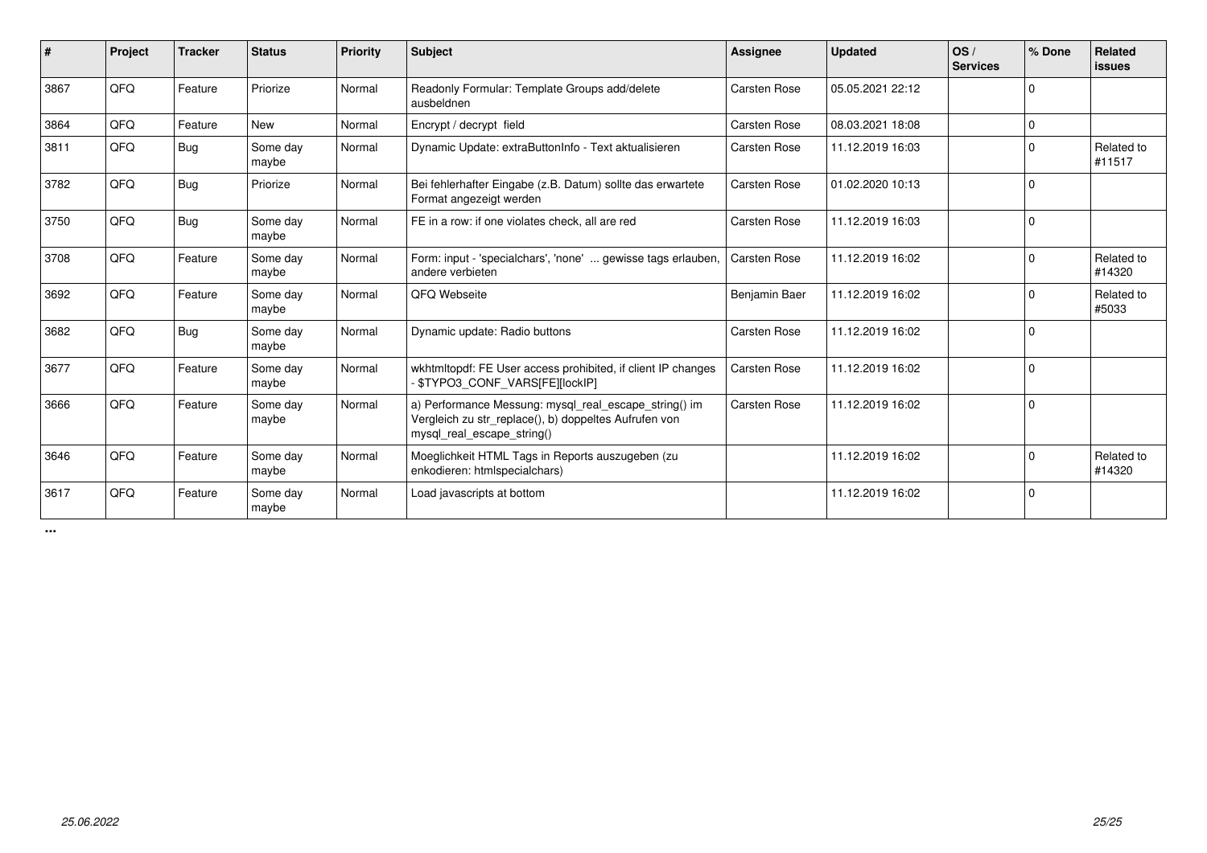| # | Project | Tracker | Status | Priority | Subject | Assignee | Updated | OS / Services | % Done | Related issues |
|---|---|---|---|---|---|---|---|---|---|---|
| 3867 | QFQ | Feature | Priorize | Normal | Readonly Formular: Template Groups add/delete ausbeldnen | Carsten Rose | 05.05.2021 22:12 | | 0 | |
| 3864 | QFQ | Feature | New | Normal | Encrypt / decrypt field | Carsten Rose | 08.03.2021 18:08 | | 0 | |
| 3811 | QFQ | Bug | Some day maybe | Normal | Dynamic Update: extraButtonInfo - Text aktualisieren | Carsten Rose | 11.12.2019 16:03 | | 0 | Related to #11517 |
| 3782 | QFQ | Bug | Priorize | Normal | Bei fehlerhafter Eingabe (z.B. Datum) sollte das erwartete Format angezeigt werden | Carsten Rose | 01.02.2020 10:13 | | 0 | |
| 3750 | QFQ | Bug | Some day maybe | Normal | FE in a row: if one violates check, all are red | Carsten Rose | 11.12.2019 16:03 | | 0 | |
| 3708 | QFQ | Feature | Some day maybe | Normal | Form: input - 'specialchars', 'none' ... gewisse tags erlauben, andere verbieten | Carsten Rose | 11.12.2019 16:02 | | 0 | Related to #14320 |
| 3692 | QFQ | Feature | Some day maybe | Normal | QFQ Webseite | Benjamin Baer | 11.12.2019 16:02 | | 0 | Related to #5033 |
| 3682 | QFQ | Bug | Some day maybe | Normal | Dynamic update: Radio buttons | Carsten Rose | 11.12.2019 16:02 | | 0 | |
| 3677 | QFQ | Feature | Some day maybe | Normal | wkhtmltopdf: FE User access prohibited, if client IP changes - $TYPO3_CONF_VARS[FE][lockIP] | Carsten Rose | 11.12.2019 16:02 | | 0 | |
| 3666 | QFQ | Feature | Some day maybe | Normal | a) Performance Messung: mysql_real_escape_string() im Vergleich zu str_replace(), b) doppeltes Aufrufen von mysql_real_escape_string() | Carsten Rose | 11.12.2019 16:02 | | 0 | |
| 3646 | QFQ | Feature | Some day maybe | Normal | Moeglichkeit HTML Tags in Reports auszugeben (zu enkodieren: htmlspecialchars) | | 11.12.2019 16:02 | | 0 | Related to #14320 |
| 3617 | QFQ | Feature | Some day maybe | Normal | Load javascripts at bottom | | 11.12.2019 16:02 | | 0 | |

...